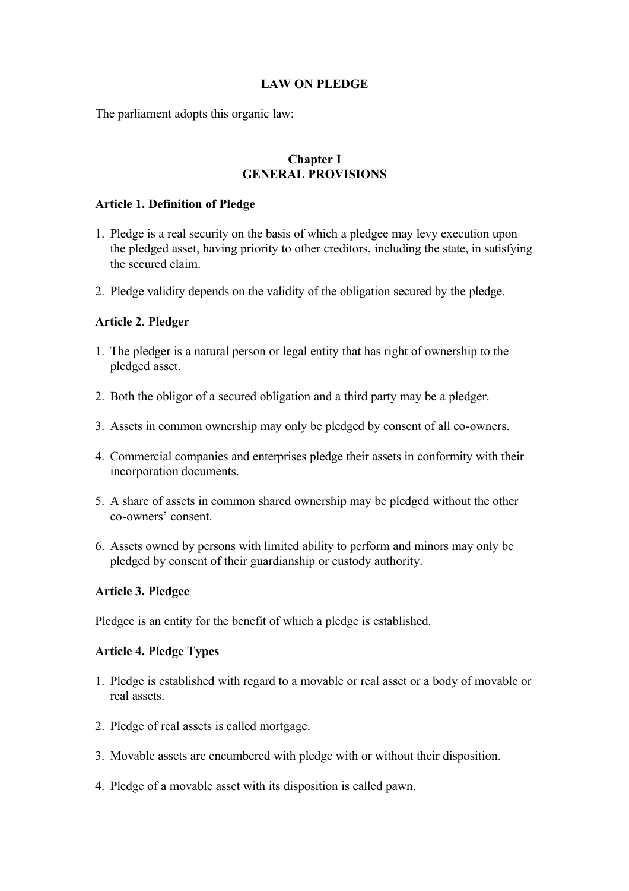# LAW ON PLEDGE

The parliament adopts this organic law:

## Chapter I
## GENERAL PROVISIONS

### Article 1. Definition of Pledge

1. Pledge is a real security on the basis of which a pledgee may levy execution upon the pledged asset, having priority to other creditors, including the state, in satisfying the secured claim.
2. Pledge validity depends on the validity of the obligation secured by the pledge.

### Article 2. Pledger

1. The pledger is a natural person or legal entity that has right of ownership to the pledged asset.
2. Both the obligor of a secured obligation and a third party may be a pledger.
3. Assets in common ownership may only be pledged by consent of all co-owners.
4. Commercial companies and enterprises pledge their assets in conformity with their incorporation documents.
5. A share of assets in common shared ownership may be pledged without the other co-owners' consent.
6. Assets owned by persons with limited ability to perform and minors may only be pledged by consent of their guardianship or custody authority.

### Article 3. Pledgee

Pledgee is an entity for the benefit of which a pledge is established.

### Article 4. Pledge Types

1. Pledge is established with regard to a movable or real asset or a body of movable or real assets.
2. Pledge of real assets is called mortgage.
3. Movable assets are encumbered with pledge with or without their disposition.
4. Pledge of a movable asset with its disposition is called pawn.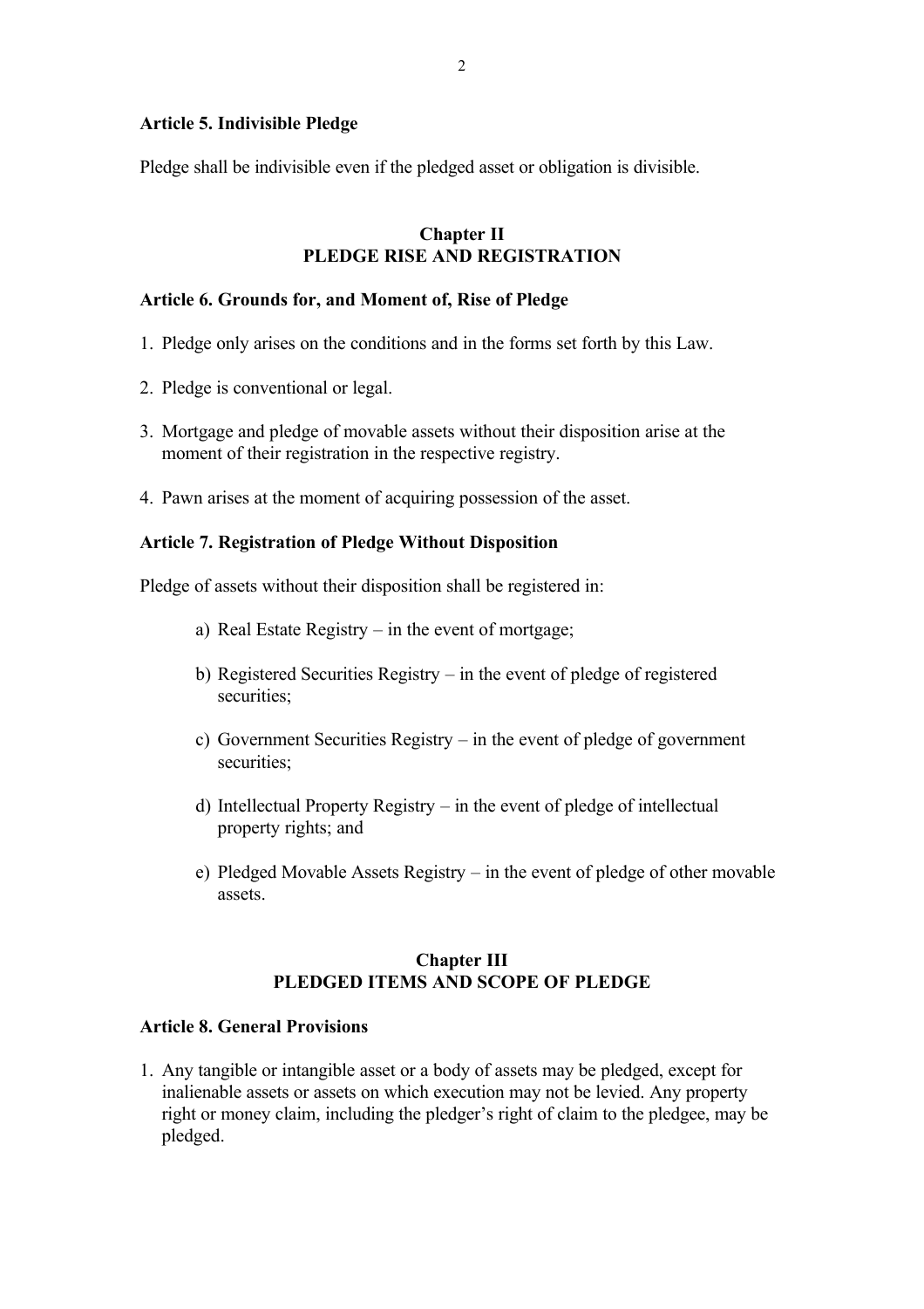**Article 5. Indivisible Pledge**

Pledge shall be indivisible even if the pledged asset or obligation is divisible.

## Chapter II
## PLEDGE RISE AND REGISTRATION

**Article 6. Grounds for, and Moment of, Rise of Pledge**

1. Pledge only arises on the conditions and in the forms set forth by this Law.

2. Pledge is conventional or legal.

3. Mortgage and pledge of movable assets without their disposition arise at the moment of their registration in the respective registry.

4. Pawn arises at the moment of acquiring possession of the asset.

**Article 7. Registration of Pledge Without Disposition**

Pledge of assets without their disposition shall be registered in:

a) Real Estate Registry – in the event of mortgage;

b) Registered Securities Registry – in the event of pledge of registered securities;

c) Government Securities Registry – in the event of pledge of government securities;

d) Intellectual Property Registry – in the event of pledge of intellectual property rights; and

e) Pledged Movable Assets Registry – in the event of pledge of other movable assets.

## Chapter III
## PLEDGED ITEMS AND SCOPE OF PLEDGE

**Article 8. General Provisions**

1. Any tangible or intangible asset or a body of assets may be pledged, except for inalienable assets or assets on which execution may not be levied. Any property right or money claim, including the pledger's right of claim to the pledgee, may be pledged.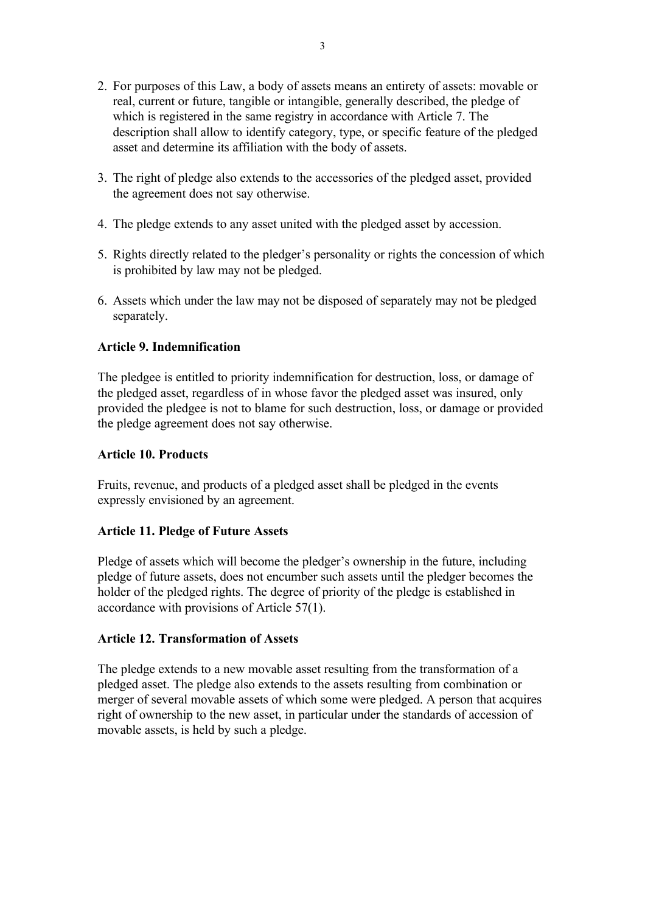2. For purposes of this Law, a body of assets means an entirety of assets: movable or real, current or future, tangible or intangible, generally described, the pledge of which is registered in the same registry in accordance with Article 7. The description shall allow to identify category, type, or specific feature of the pledged asset and determine its affiliation with the body of assets.

3. The right of pledge also extends to the accessories of the pledged asset, provided the agreement does not say otherwise.

4. The pledge extends to any asset united with the pledged asset by accession.

5. Rights directly related to the pledger's personality or rights the concession of which is prohibited by law may not be pledged.

6. Assets which under the law may not be disposed of separately may not be pledged separately.

### Article 9. Indemnification

The pledgee is entitled to priority indemnification for destruction, loss, or damage of the pledged asset, regardless of in whose favor the pledged asset was insured, only provided the pledgee is not to blame for such destruction, loss, or damage or provided the pledge agreement does not say otherwise.

### Article 10. Products

Fruits, revenue, and products of a pledged asset shall be pledged in the events expressly envisioned by an agreement.

### Article 11. Pledge of Future Assets

Pledge of assets which will become the pledger's ownership in the future, including pledge of future assets, does not encumber such assets until the pledger becomes the holder of the pledged rights. The degree of priority of the pledge is established in accordance with provisions of Article 57(1).

### Article 12. Transformation of Assets

The pledge extends to a new movable asset resulting from the transformation of a pledged asset. The pledge also extends to the assets resulting from combination or merger of several movable assets of which some were pledged. A person that acquires right of ownership to the new asset, in particular under the standards of accession of movable assets, is held by such a pledge.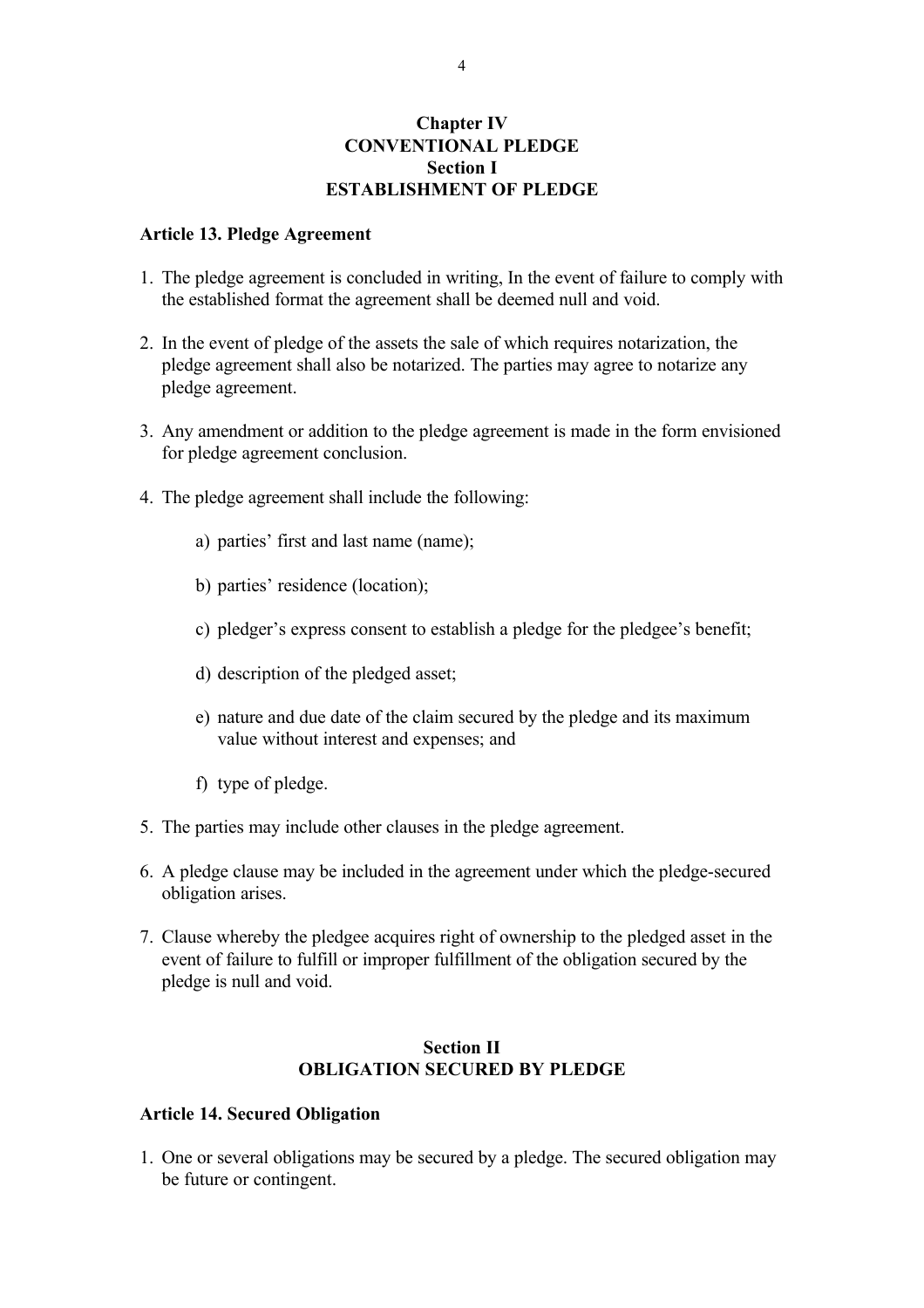## Chapter IV
## CONVENTIONAL PLEDGE
### Section I
### ESTABLISHMENT OF PLEDGE

**Article 13. Pledge Agreement**

1. The pledge agreement is concluded in writing, In the event of failure to comply with the established format the agreement shall be deemed null and void.

2. In the event of pledge of the assets the sale of which requires notarization, the pledge agreement shall also be notarized. The parties may agree to notarize any pledge agreement.

3. Any amendment or addition to the pledge agreement is made in the form envisioned for pledge agreement conclusion.

4. The pledge agreement shall include the following:

   a) parties' first and last name (name);

   b) parties' residence (location);

   c) pledger's express consent to establish a pledge for the pledgee's benefit;

   d) description of the pledged asset;

   e) nature and due date of the claim secured by the pledge and its maximum value without interest and expenses; and

   f) type of pledge.

5. The parties may include other clauses in the pledge agreement.

6. A pledge clause may be included in the agreement under which the pledge-secured obligation arises.

7. Clause whereby the pledgee acquires right of ownership to the pledged asset in the event of failure to fulfill or improper fulfillment of the obligation secured by the pledge is null and void.

### Section II
### OBLIGATION SECURED BY PLEDGE

**Article 14. Secured Obligation**

1. One or several obligations may be secured by a pledge. The secured obligation may be future or contingent.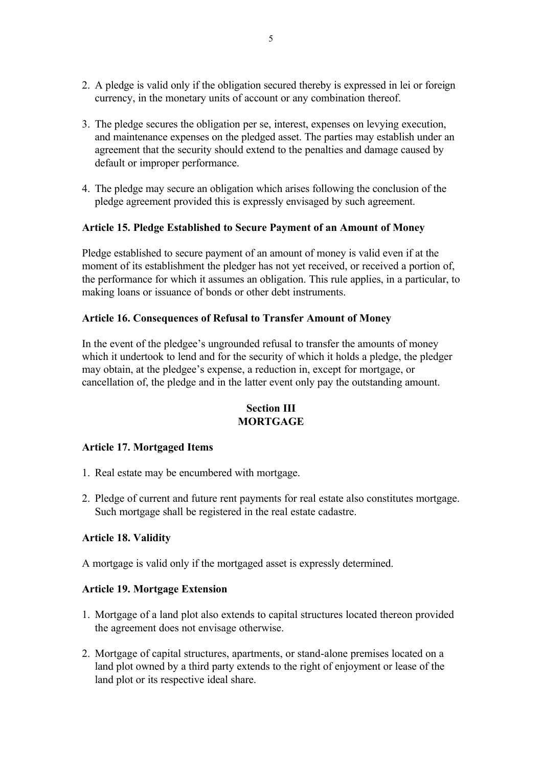2. A pledge is valid only if the obligation secured thereby is expressed in lei or foreign currency, in the monetary units of account or any combination thereof.

3. The pledge secures the obligation per se, interest, expenses on levying execution, and maintenance expenses on the pledged asset. The parties may establish under an agreement that the security should extend to the penalties and damage caused by default or improper performance.

4. The pledge may secure an obligation which arises following the conclusion of the pledge agreement provided this is expressly envisaged by such agreement.

**Article 15. Pledge Established to Secure Payment of an Amount of Money**

Pledge established to secure payment of an amount of money is valid even if at the moment of its establishment the pledger has not yet received, or received a portion of, the performance for which it assumes an obligation. This rule applies, in a particular, to making loans or issuance of bonds or other debt instruments.

**Article 16. Consequences of Refusal to Transfer Amount of Money**

In the event of the pledgee's ungrounded refusal to transfer the amounts of money which it undertook to lend and for the security of which it holds a pledge, the pledger may obtain, at the pledgee's expense, a reduction in, except for mortgage, or cancellation of, the pledge and in the latter event only pay the outstanding amount.

## Section III
## MORTGAGE

**Article 17. Mortgaged Items**

1. Real estate may be encumbered with mortgage.

2. Pledge of current and future rent payments for real estate also constitutes mortgage. Such mortgage shall be registered in the real estate cadastre.

**Article 18. Validity**

A mortgage is valid only if the mortgaged asset is expressly determined.

**Article 19. Mortgage Extension**

1. Mortgage of a land plot also extends to capital structures located thereon provided the agreement does not envisage otherwise.

2. Mortgage of capital structures, apartments, or stand-alone premises located on a land plot owned by a third party extends to the right of enjoyment or lease of the land plot or its respective ideal share.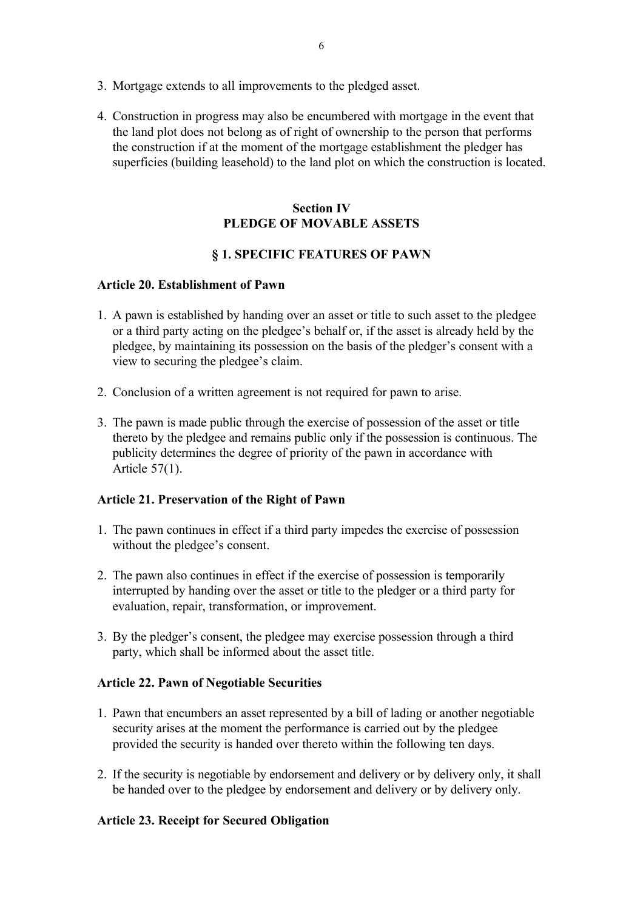3. Mortgage extends to all improvements to the pledged asset.

4. Construction in progress may also be encumbered with mortgage in the event that the land plot does not belong as of right of ownership to the person that performs the construction if at the moment of the mortgage establishment the pledger has superficies (building leasehold) to the land plot on which the construction is located.

## Section IV
## PLEDGE OF MOVABLE ASSETS

### § 1. SPECIFIC FEATURES OF PAWN

**Article 20. Establishment of Pawn**

1. A pawn is established by handing over an asset or title to such asset to the pledgee or a third party acting on the pledgee's behalf or, if the asset is already held by the pledgee, by maintaining its possession on the basis of the pledger's consent with a view to securing the pledgee's claim.

2. Conclusion of a written agreement is not required for pawn to arise.

3. The pawn is made public through the exercise of possession of the asset or title thereto by the pledgee and remains public only if the possession is continuous. The publicity determines the degree of priority of the pawn in accordance with Article 57(1).

**Article 21. Preservation of the Right of Pawn**

1. The pawn continues in effect if a third party impedes the exercise of possession without the pledgee's consent.

2. The pawn also continues in effect if the exercise of possession is temporarily interrupted by handing over the asset or title to the pledger or a third party for evaluation, repair, transformation, or improvement.

3. By the pledger's consent, the pledgee may exercise possession through a third party, which shall be informed about the asset title.

**Article 22. Pawn of Negotiable Securities**

1. Pawn that encumbers an asset represented by a bill of lading or another negotiable security arises at the moment the performance is carried out by the pledgee provided the security is handed over thereto within the following ten days.

2. If the security is negotiable by endorsement and delivery or by delivery only, it shall be handed over to the pledgee by endorsement and delivery or by delivery only.

**Article 23. Receipt for Secured Obligation**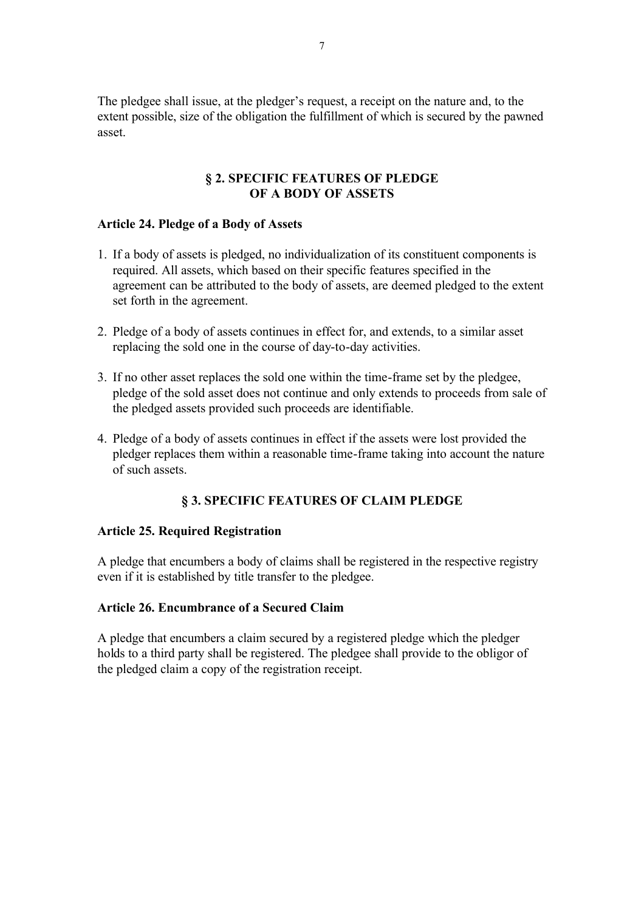The pledgee shall issue, at the pledger's request, a receipt on the nature and, to the extent possible, size of the obligation the fulfillment of which is secured by the pawned asset.

## § 2. SPECIFIC FEATURES OF PLEDGE OF A BODY OF ASSETS

### Article 24. Pledge of a Body of Assets

1. If a body of assets is pledged, no individualization of its constituent components is required. All assets, which based on their specific features specified in the agreement can be attributed to the body of assets, are deemed pledged to the extent set forth in the agreement.

2. Pledge of a body of assets continues in effect for, and extends, to a similar asset replacing the sold one in the course of day-to-day activities.

3. If no other asset replaces the sold one within the time-frame set by the pledgee, pledge of the sold asset does not continue and only extends to proceeds from sale of the pledged assets provided such proceeds are identifiable.

4. Pledge of a body of assets continues in effect if the assets were lost provided the pledger replaces them within a reasonable time-frame taking into account the nature of such assets.

## § 3. SPECIFIC FEATURES OF CLAIM PLEDGE

### Article 25. Required Registration

A pledge that encumbers a body of claims shall be registered in the respective registry even if it is established by title transfer to the pledgee.

### Article 26. Encumbrance of a Secured Claim

A pledge that encumbers a claim secured by a registered pledge which the pledger holds to a third party shall be registered. The pledgee shall provide to the obligor of the pledged claim a copy of the registration receipt.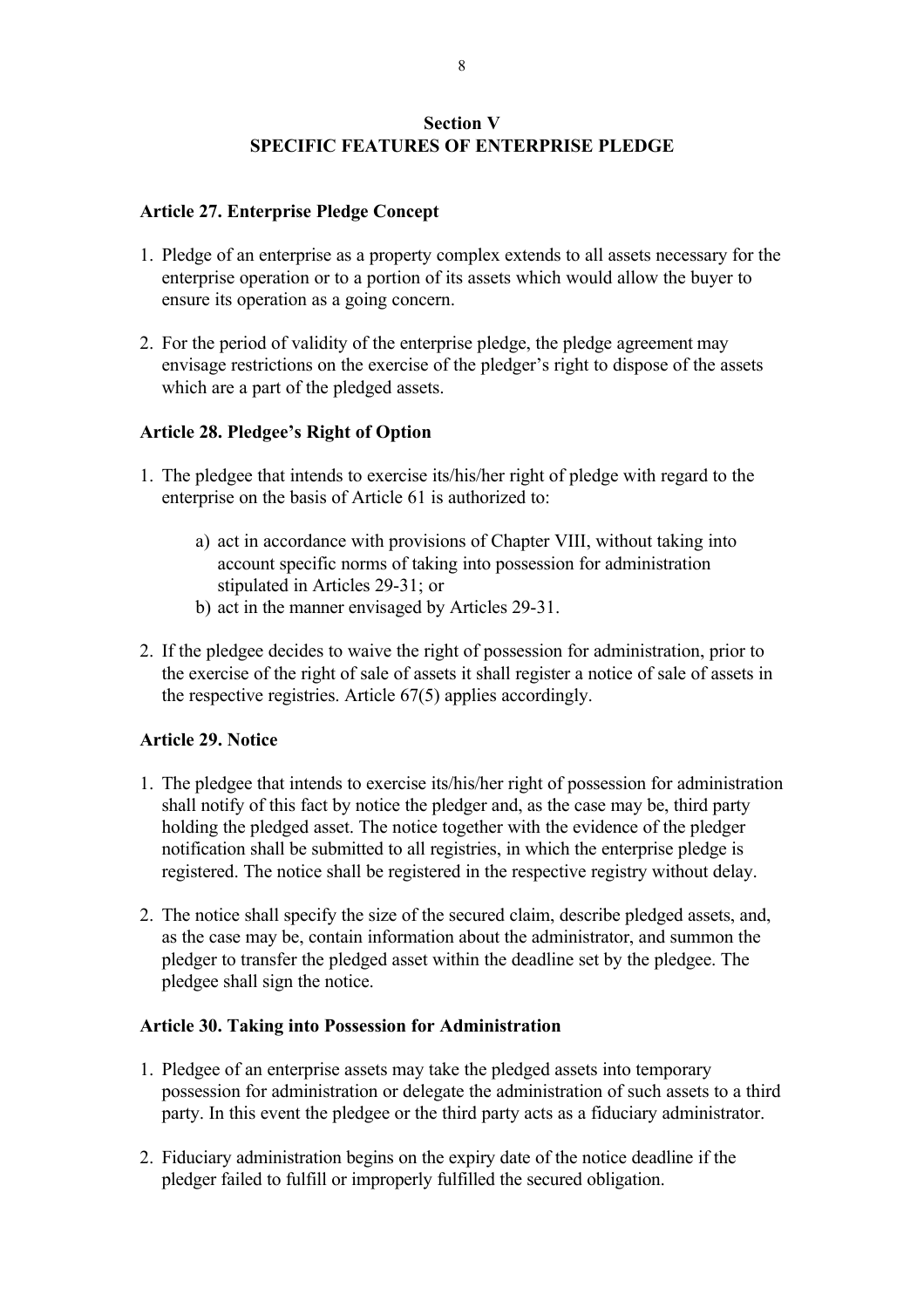## Section V
## SPECIFIC FEATURES OF ENTERPRISE PLEDGE

### Article 27. Enterprise Pledge Concept

1. Pledge of an enterprise as a property complex extends to all assets necessary for the enterprise operation or to a portion of its assets which would allow the buyer to ensure its operation as a going concern.

2. For the period of validity of the enterprise pledge, the pledge agreement may envisage restrictions on the exercise of the pledger's right to dispose of the assets which are a part of the pledged assets.

### Article 28. Pledgee's Right of Option

1. The pledgee that intends to exercise its/his/her right of pledge with regard to the enterprise on the basis of Article 61 is authorized to:

   a) act in accordance with provisions of Chapter VIII, without taking into account specific norms of taking into possession for administration stipulated in Articles 29-31; or
   b) act in the manner envisaged by Articles 29-31.

2. If the pledgee decides to waive the right of possession for administration, prior to the exercise of the right of sale of assets it shall register a notice of sale of assets in the respective registries. Article 67(5) applies accordingly.

### Article 29. Notice

1. The pledgee that intends to exercise its/his/her right of possession for administration shall notify of this fact by notice the pledger and, as the case may be, third party holding the pledged asset. The notice together with the evidence of the pledger notification shall be submitted to all registries, in which the enterprise pledge is registered. The notice shall be registered in the respective registry without delay.

2. The notice shall specify the size of the secured claim, describe pledged assets, and, as the case may be, contain information about the administrator, and summon the pledger to transfer the pledged asset within the deadline set by the pledgee. The pledgee shall sign the notice.

### Article 30. Taking into Possession for Administration

1. Pledgee of an enterprise assets may take the pledged assets into temporary possession for administration or delegate the administration of such assets to a third party. In this event the pledgee or the third party acts as a fiduciary administrator.

2. Fiduciary administration begins on the expiry date of the notice deadline if the pledger failed to fulfill or improperly fulfilled the secured obligation.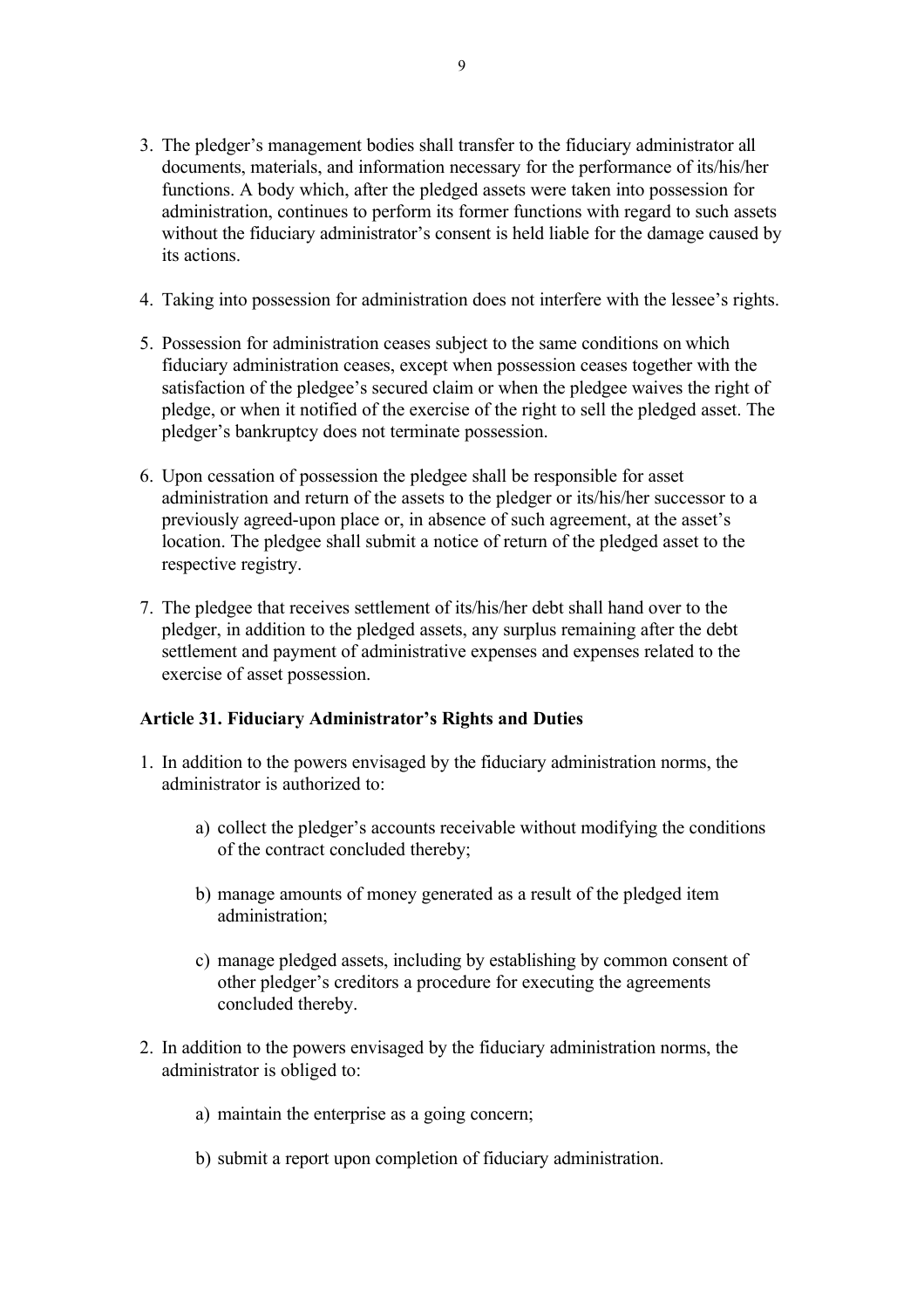3. The pledger's management bodies shall transfer to the fiduciary administrator all documents, materials, and information necessary for the performance of its/his/her functions. A body which, after the pledged assets were taken into possession for administration, continues to perform its former functions with regard to such assets without the fiduciary administrator's consent is held liable for the damage caused by its actions.

4. Taking into possession for administration does not interfere with the lessee's rights.

5. Possession for administration ceases subject to the same conditions on which fiduciary administration ceases, except when possession ceases together with the satisfaction of the pledgee's secured claim or when the pledgee waives the right of pledge, or when it notified of the exercise of the right to sell the pledged asset. The pledger's bankruptcy does not terminate possession.

6. Upon cessation of possession the pledgee shall be responsible for asset administration and return of the assets to the pledger or its/his/her successor to a previously agreed-upon place or, in absence of such agreement, at the asset's location. The pledgee shall submit a notice of return of the pledged asset to the respective registry.

7. The pledgee that receives settlement of its/his/her debt shall hand over to the pledger, in addition to the pledged assets, any surplus remaining after the debt settlement and payment of administrative expenses and expenses related to the exercise of asset possession.

**Article 31. Fiduciary Administrator's Rights and Duties**

1. In addition to the powers envisaged by the fiduciary administration norms, the administrator is authorized to:

    a) collect the pledger's accounts receivable without modifying the conditions of the contract concluded thereby;

    b) manage amounts of money generated as a result of the pledged item administration;

    c) manage pledged assets, including by establishing by common consent of other pledger's creditors a procedure for executing the agreements concluded thereby.

2. In addition to the powers envisaged by the fiduciary administration norms, the administrator is obliged to:

    a) maintain the enterprise as a going concern;

    b) submit a report upon completion of fiduciary administration.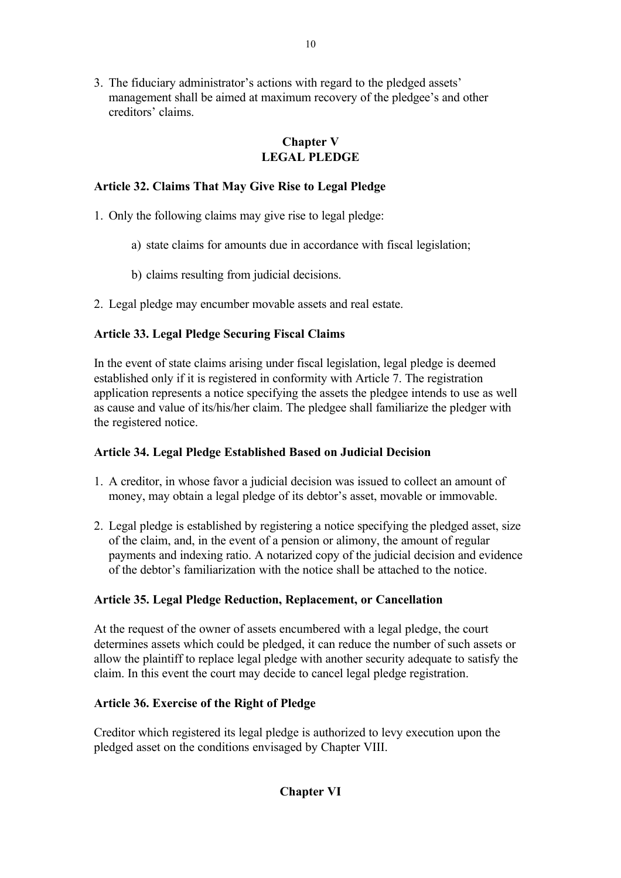3. The fiduciary administrator's actions with regard to the pledged assets' management shall be aimed at maximum recovery of the pledgee's and other creditors' claims.

## Chapter V
## LEGAL PLEDGE

### Article 32. Claims That May Give Rise to Legal Pledge

1. Only the following claims may give rise to legal pledge:

    a) state claims for amounts due in accordance with fiscal legislation;

    b) claims resulting from judicial decisions.

2. Legal pledge may encumber movable assets and real estate.

### Article 33. Legal Pledge Securing Fiscal Claims

In the event of state claims arising under fiscal legislation, legal pledge is deemed established only if it is registered in conformity with Article 7. The registration application represents a notice specifying the assets the pledgee intends to use as well as cause and value of its/his/her claim. The pledgee shall familiarize the pledger with the registered notice.

### Article 34. Legal Pledge Established Based on Judicial Decision

1. A creditor, in whose favor a judicial decision was issued to collect an amount of money, may obtain a legal pledge of its debtor's asset, movable or immovable.

2. Legal pledge is established by registering a notice specifying the pledged asset, size of the claim, and, in the event of a pension or alimony, the amount of regular payments and indexing ratio. A notarized copy of the judicial decision and evidence of the debtor's familiarization with the notice shall be attached to the notice.

### Article 35. Legal Pledge Reduction, Replacement, or Cancellation

At the request of the owner of assets encumbered with a legal pledge, the court determines assets which could be pledged, it can reduce the number of such assets or allow the plaintiff to replace legal pledge with another security adequate to satisfy the claim. In this event the court may decide to cancel legal pledge registration.

### Article 36. Exercise of the Right of Pledge

Creditor which registered its legal pledge is authorized to levy execution upon the pledged asset on the conditions envisaged by Chapter VIII.

## Chapter VI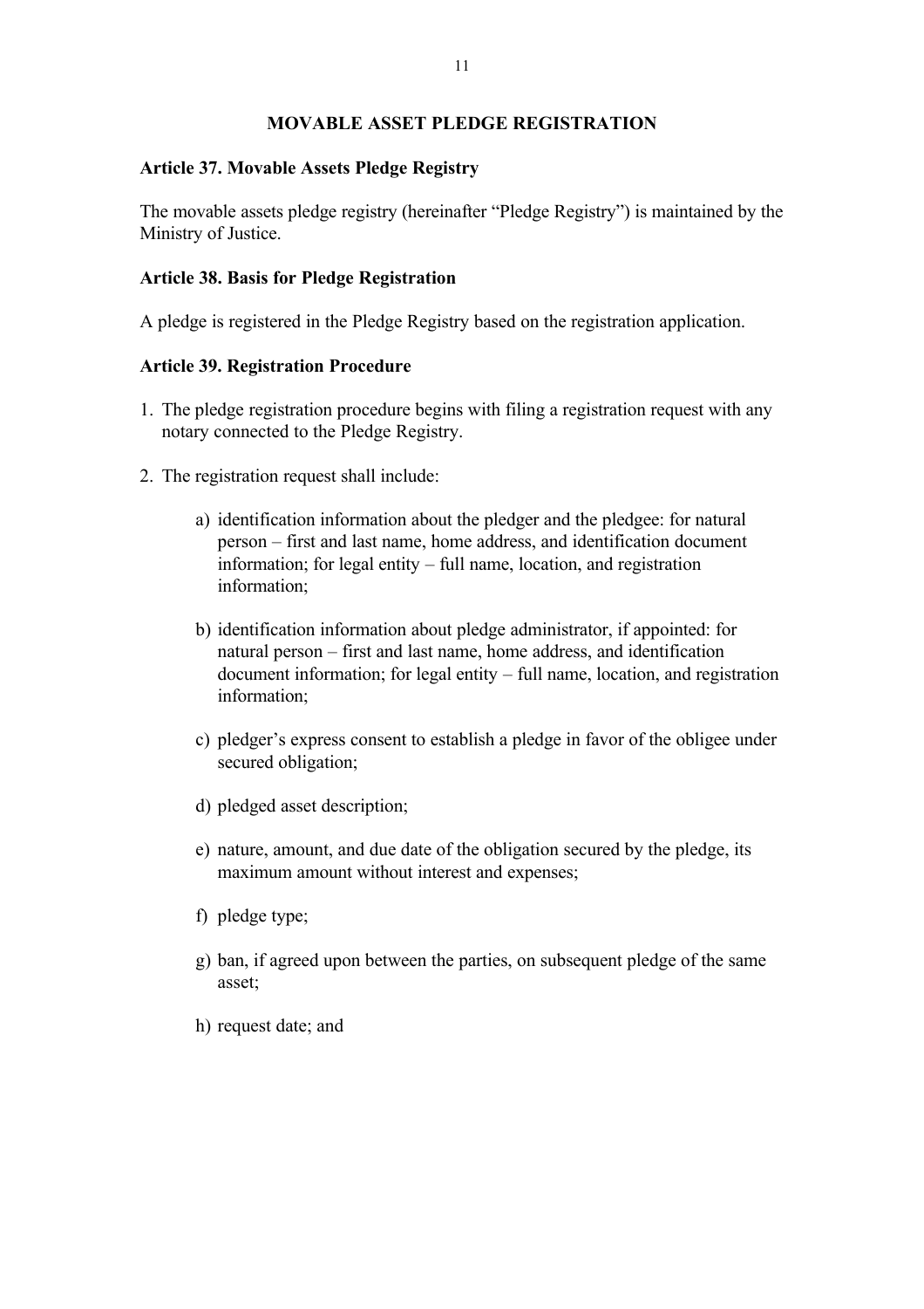## MOVABLE ASSET PLEDGE REGISTRATION

### Article 37. Movable Assets Pledge Registry

The movable assets pledge registry (hereinafter "Pledge Registry") is maintained by the Ministry of Justice.

### Article 38. Basis for Pledge Registration

A pledge is registered in the Pledge Registry based on the registration application.

### Article 39. Registration Procedure

1. The pledge registration procedure begins with filing a registration request with any notary connected to the Pledge Registry.

2. The registration request shall include:

   a) identification information about the pledger and the pledgee: for natural person – first and last name, home address, and identification document information; for legal entity – full name, location, and registration information;

   b) identification information about pledge administrator, if appointed: for natural person – first and last name, home address, and identification document information; for legal entity – full name, location, and registration information;

   c) pledger's express consent to establish a pledge in favor of the obligee under secured obligation;

   d) pledged asset description;

   e) nature, amount, and due date of the obligation secured by the pledge, its maximum amount without interest and expenses;

   f) pledge type;

   g) ban, if agreed upon between the parties, on subsequent pledge of the same asset;

   h) request date; and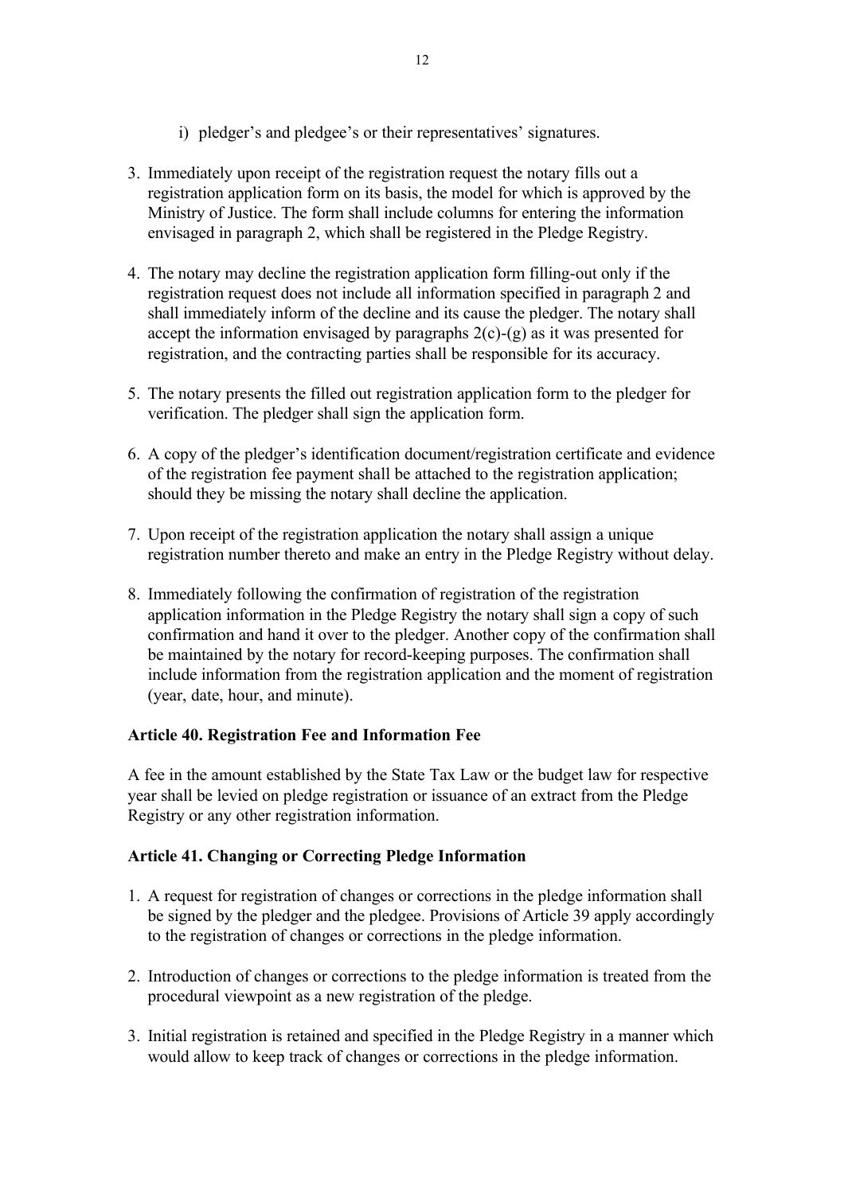i) pledger's and pledgee's or their representatives' signatures.

3. Immediately upon receipt of the registration request the notary fills out a registration application form on its basis, the model for which is approved by the Ministry of Justice. The form shall include columns for entering the information envisaged in paragraph 2, which shall be registered in the Pledge Registry.

4. The notary may decline the registration application form filling-out only if the registration request does not include all information specified in paragraph 2 and shall immediately inform of the decline and its cause the pledger. The notary shall accept the information envisaged by paragraphs 2(c)-(g) as it was presented for registration, and the contracting parties shall be responsible for its accuracy.

5. The notary presents the filled out registration application form to the pledger for verification. The pledger shall sign the application form.

6. A copy of the pledger's identification document/registration certificate and evidence of the registration fee payment shall be attached to the registration application; should they be missing the notary shall decline the application.

7. Upon receipt of the registration application the notary shall assign a unique registration number thereto and make an entry in the Pledge Registry without delay.

8. Immediately following the confirmation of registration of the registration application information in the Pledge Registry the notary shall sign a copy of such confirmation and hand it over to the pledger. Another copy of the confirmation shall be maintained by the notary for record-keeping purposes. The confirmation shall include information from the registration application and the moment of registration (year, date, hour, and minute).

**Article 40. Registration Fee and Information Fee**

A fee in the amount established by the State Tax Law or the budget law for respective year shall be levied on pledge registration or issuance of an extract from the Pledge Registry or any other registration information.

**Article 41. Changing or Correcting Pledge Information**

1. A request for registration of changes or corrections in the pledge information shall be signed by the pledger and the pledgee. Provisions of Article 39 apply accordingly to the registration of changes or corrections in the pledge information.

2. Introduction of changes or corrections to the pledge information is treated from the procedural viewpoint as a new registration of the pledge.

3. Initial registration is retained and specified in the Pledge Registry in a manner which would allow to keep track of changes or corrections in the pledge information.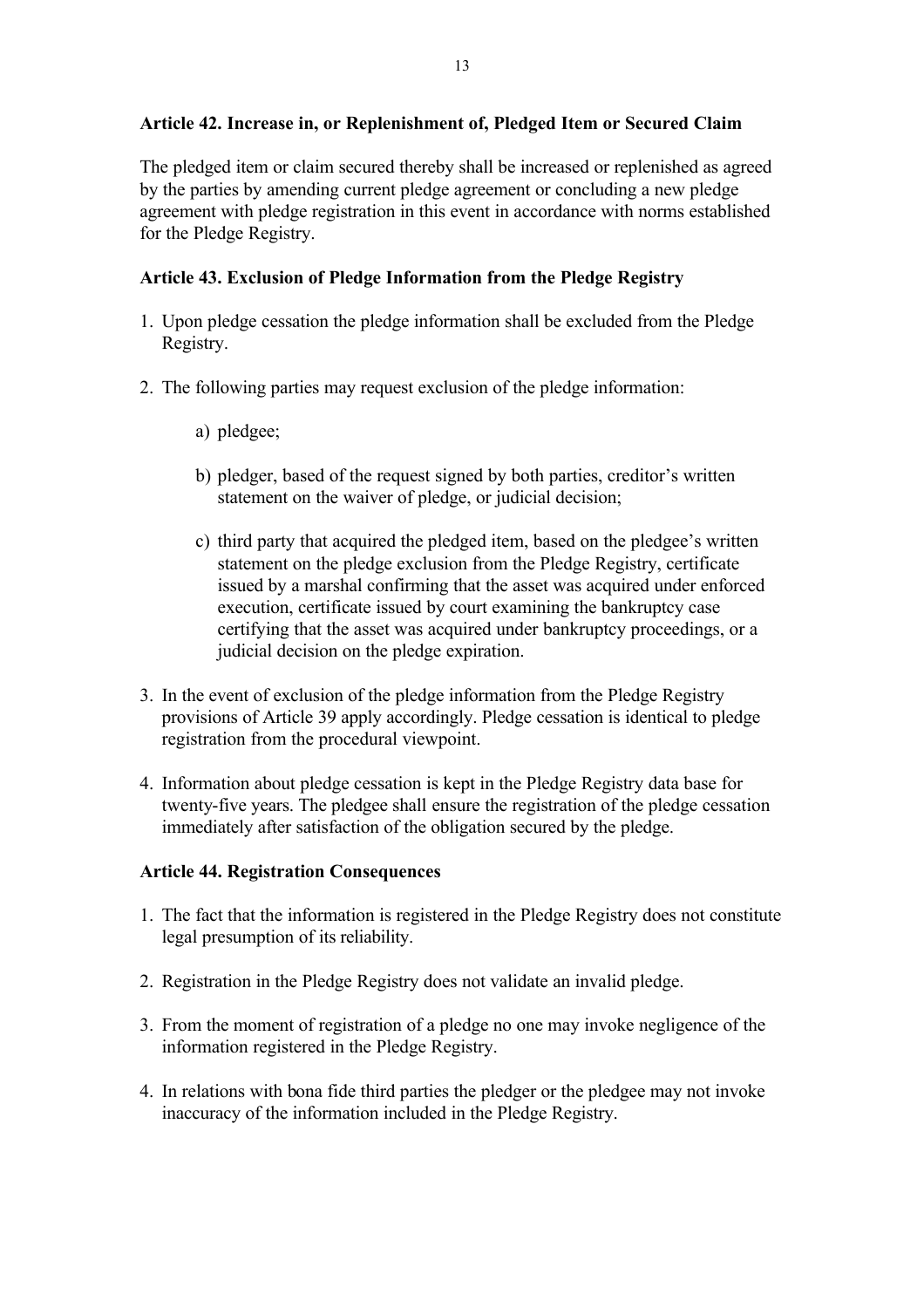**Article 42. Increase in, or Replenishment of, Pledged Item or Secured Claim**

The pledged item or claim secured thereby shall be increased or replenished as agreed by the parties by amending current pledge agreement or concluding a new pledge agreement with pledge registration in this event in accordance with norms established for the Pledge Registry.

**Article 43. Exclusion of Pledge Information from the Pledge Registry**

1. Upon pledge cessation the pledge information shall be excluded from the Pledge Registry.

2. The following parties may request exclusion of the pledge information:

    a) pledgee;

    b) pledger, based of the request signed by both parties, creditor's written statement on the waiver of pledge, or judicial decision;

    c) third party that acquired the pledged item, based on the pledgee's written statement on the pledge exclusion from the Pledge Registry, certificate issued by a marshal confirming that the asset was acquired under enforced execution, certificate issued by court examining the bankruptcy case certifying that the asset was acquired under bankruptcy proceedings, or a judicial decision on the pledge expiration.

3. In the event of exclusion of the pledge information from the Pledge Registry provisions of Article 39 apply accordingly. Pledge cessation is identical to pledge registration from the procedural viewpoint.

4. Information about pledge cessation is kept in the Pledge Registry data base for twenty-five years. The pledgee shall ensure the registration of the pledge cessation immediately after satisfaction of the obligation secured by the pledge.

**Article 44. Registration Consequences**

1. The fact that the information is registered in the Pledge Registry does not constitute legal presumption of its reliability.

2. Registration in the Pledge Registry does not validate an invalid pledge.

3. From the moment of registration of a pledge no one may invoke negligence of the information registered in the Pledge Registry.

4. In relations with bona fide third parties the pledger or the pledgee may not invoke inaccuracy of the information included in the Pledge Registry.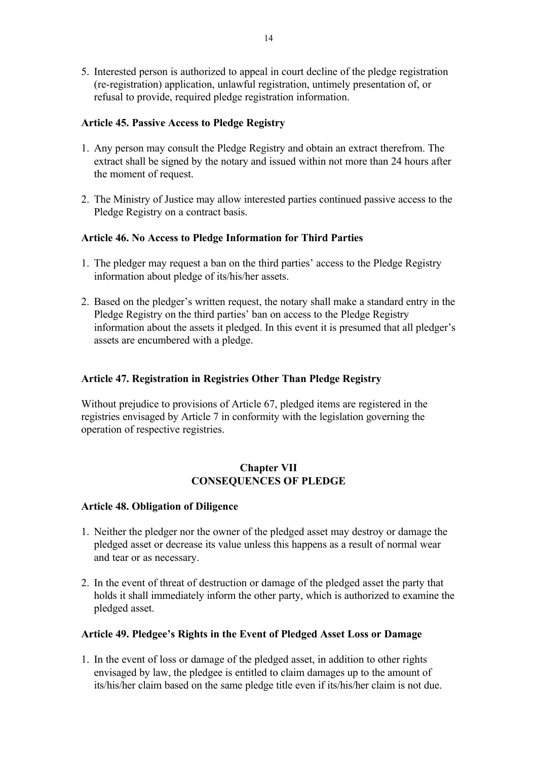5. Interested person is authorized to appeal in court decline of the pledge registration (re-registration) application, unlawful registration, untimely presentation of, or refusal to provide, required pledge registration information.

**Article 45. Passive Access to Pledge Registry**

1. Any person may consult the Pledge Registry and obtain an extract therefrom. The extract shall be signed by the notary and issued within not more than 24 hours after the moment of request.

2. The Ministry of Justice may allow interested parties continued passive access to the Pledge Registry on a contract basis.

**Article 46. No Access to Pledge Information for Third Parties**

1. The pledger may request a ban on the third parties' access to the Pledge Registry information about pledge of its/his/her assets.

2. Based on the pledger's written request, the notary shall make a standard entry in the Pledge Registry on the third parties' ban on access to the Pledge Registry information about the assets it pledged. In this event it is presumed that all pledger's assets are encumbered with a pledge.

**Article 47. Registration in Registries Other Than Pledge Registry**

Without prejudice to provisions of Article 67, pledged items are registered in the registries envisaged by Article 7 in conformity with the legislation governing the operation of respective registries.

## Chapter VII
## CONSEQUENCES OF PLEDGE

**Article 48. Obligation of Diligence**

1. Neither the pledger nor the owner of the pledged asset may destroy or damage the pledged asset or decrease its value unless this happens as a result of normal wear and tear or as necessary.

2. In the event of threat of destruction or damage of the pledged asset the party that holds it shall immediately inform the other party, which is authorized to examine the pledged asset.

**Article 49. Pledgee's Rights in the Event of Pledged Asset Loss or Damage**

1. In the event of loss or damage of the pledged asset, in addition to other rights envisaged by law, the pledgee is entitled to claim damages up to the amount of its/his/her claim based on the same pledge title even if its/his/her claim is not due.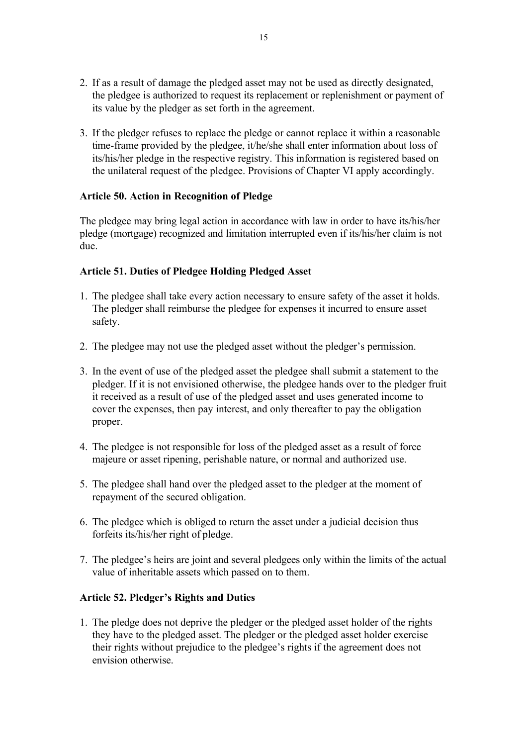2. If as a result of damage the pledged asset may not be used as directly designated, the pledgee is authorized to request its replacement or replenishment or payment of its value by the pledger as set forth in the agreement.

3. If the pledger refuses to replace the pledge or cannot replace it within a reasonable time-frame provided by the pledgee, it/he/she shall enter information about loss of its/his/her pledge in the respective registry. This information is registered based on the unilateral request of the pledgee. Provisions of Chapter VI apply accordingly.

**Article 50. Action in Recognition of Pledge**

The pledgee may bring legal action in accordance with law in order to have its/his/her pledge (mortgage) recognized and limitation interrupted even if its/his/her claim is not due.

**Article 51. Duties of Pledgee Holding Pledged Asset**

1. The pledgee shall take every action necessary to ensure safety of the asset it holds. The pledger shall reimburse the pledgee for expenses it incurred to ensure asset safety.

2. The pledgee may not use the pledged asset without the pledger's permission.

3. In the event of use of the pledged asset the pledgee shall submit a statement to the pledger. If it is not envisioned otherwise, the pledgee hands over to the pledger fruit it received as a result of use of the pledged asset and uses generated income to cover the expenses, then pay interest, and only thereafter to pay the obligation proper.

4. The pledgee is not responsible for loss of the pledged asset as a result of force majeure or asset ripening, perishable nature, or normal and authorized use.

5. The pledgee shall hand over the pledged asset to the pledger at the moment of repayment of the secured obligation.

6. The pledgee which is obliged to return the asset under a judicial decision thus forfeits its/his/her right of pledge.

7. The pledgee's heirs are joint and several pledgees only within the limits of the actual value of inheritable assets which passed on to them.

**Article 52. Pledger's Rights and Duties**

1. The pledge does not deprive the pledger or the pledged asset holder of the rights they have to the pledged asset. The pledger or the pledged asset holder exercise their rights without prejudice to the pledgee's rights if the agreement does not envision otherwise.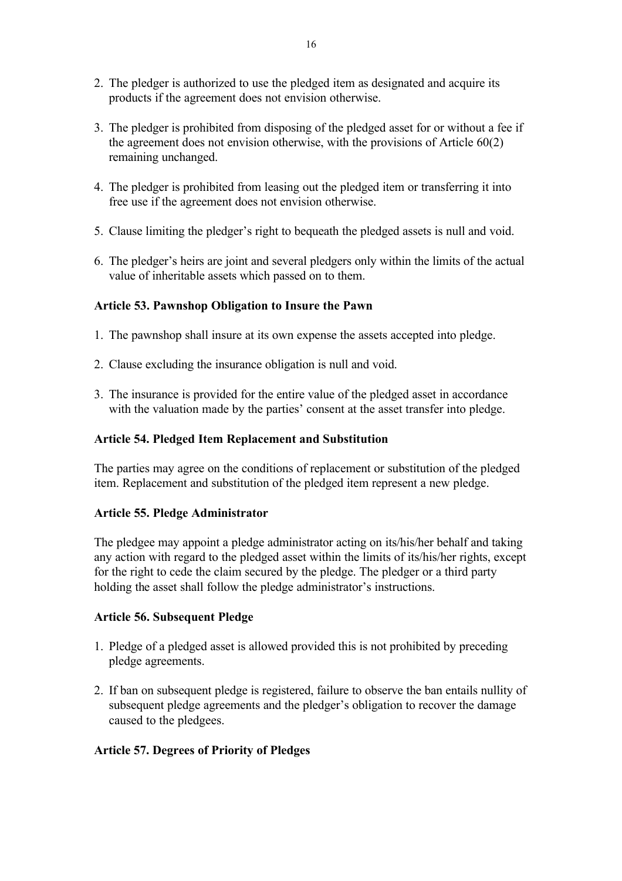2. The pledger is authorized to use the pledged item as designated and acquire its products if the agreement does not envision otherwise.

3. The pledger is prohibited from disposing of the pledged asset for or without a fee if the agreement does not envision otherwise, with the provisions of Article 60(2) remaining unchanged.

4. The pledger is prohibited from leasing out the pledged item or transferring it into free use if the agreement does not envision otherwise.

5. Clause limiting the pledger's right to bequeath the pledged assets is null and void.

6. The pledger's heirs are joint and several pledgers only within the limits of the actual value of inheritable assets which passed on to them.

**Article 53. Pawnshop Obligation to Insure the Pawn**

1. The pawnshop shall insure at its own expense the assets accepted into pledge.

2. Clause excluding the insurance obligation is null and void.

3. The insurance is provided for the entire value of the pledged asset in accordance with the valuation made by the parties' consent at the asset transfer into pledge.

**Article 54. Pledged Item Replacement and Substitution**

The parties may agree on the conditions of replacement or substitution of the pledged item. Replacement and substitution of the pledged item represent a new pledge.

**Article 55. Pledge Administrator**

The pledgee may appoint a pledge administrator acting on its/his/her behalf and taking any action with regard to the pledged asset within the limits of its/his/her rights, except for the right to cede the claim secured by the pledge. The pledger or a third party holding the asset shall follow the pledge administrator's instructions.

**Article 56. Subsequent Pledge**

1. Pledge of a pledged asset is allowed provided this is not prohibited by preceding pledge agreements.

2. If ban on subsequent pledge is registered, failure to observe the ban entails nullity of subsequent pledge agreements and the pledger's obligation to recover the damage caused to the pledgees.

**Article 57. Degrees of Priority of Pledges**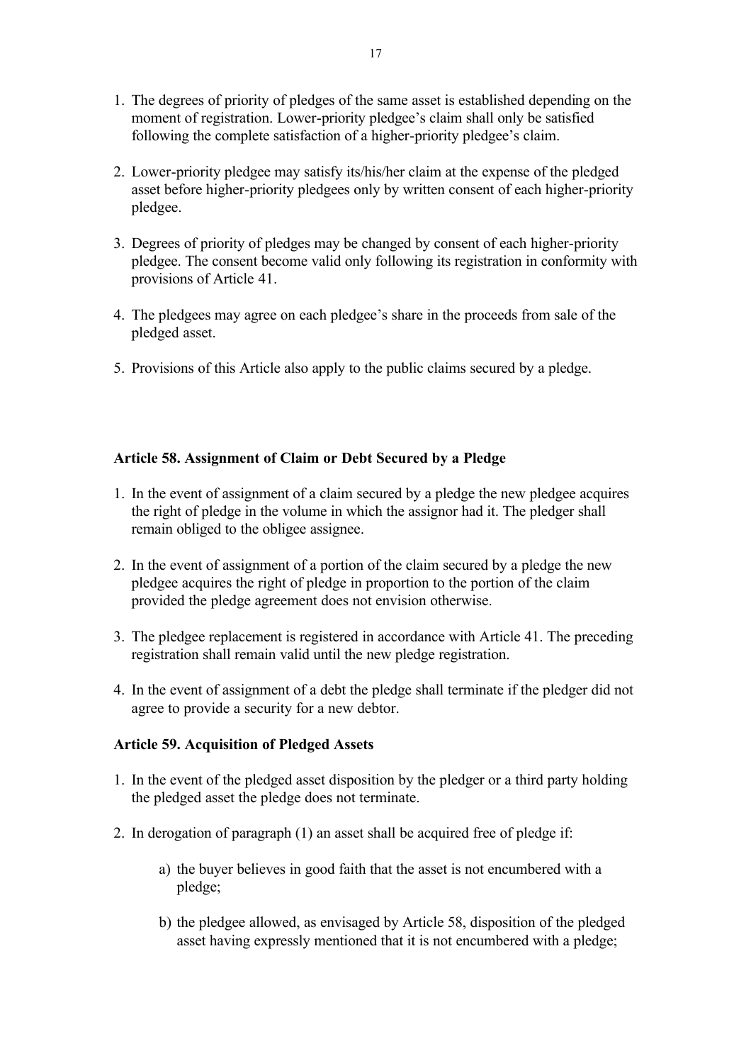1. The degrees of priority of pledges of the same asset is established depending on the moment of registration. Lower-priority pledgee's claim shall only be satisfied following the complete satisfaction of a higher-priority pledgee's claim.

2. Lower-priority pledgee may satisfy its/his/her claim at the expense of the pledged asset before higher-priority pledgees only by written consent of each higher-priority pledgee.

3. Degrees of priority of pledges may be changed by consent of each higher-priority pledgee. The consent become valid only following its registration in conformity with provisions of Article 41.

4. The pledgees may agree on each pledgee's share in the proceeds from sale of the pledged asset.

5. Provisions of this Article also apply to the public claims secured by a pledge.

**Article 58. Assignment of Claim or Debt Secured by a Pledge**

1. In the event of assignment of a claim secured by a pledge the new pledgee acquires the right of pledge in the volume in which the assignor had it. The pledger shall remain obliged to the obligee assignee.

2. In the event of assignment of a portion of the claim secured by a pledge the new pledgee acquires the right of pledge in proportion to the portion of the claim provided the pledge agreement does not envision otherwise.

3. The pledgee replacement is registered in accordance with Article 41. The preceding registration shall remain valid until the new pledge registration.

4. In the event of assignment of a debt the pledge shall terminate if the pledger did not agree to provide a security for a new debtor.

**Article 59. Acquisition of Pledged Assets**

1. In the event of the pledged asset disposition by the pledger or a third party holding the pledged asset the pledge does not terminate.

2. In derogation of paragraph (1) an asset shall be acquired free of pledge if:

    a) the buyer believes in good faith that the asset is not encumbered with a pledge;

    b) the pledgee allowed, as envisaged by Article 58, disposition of the pledged asset having expressly mentioned that it is not encumbered with a pledge;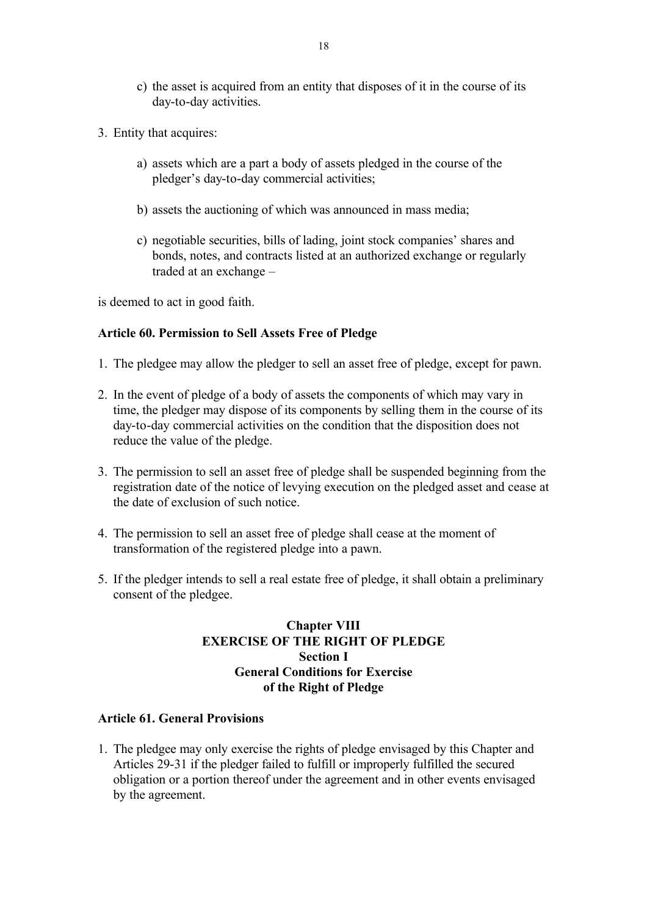c) the asset is acquired from an entity that disposes of it in the course of its day-to-day activities.

3. Entity that acquires:

   a) assets which are a part a body of assets pledged in the course of the pledger's day-to-day commercial activities;

   b) assets the auctioning of which was announced in mass media;

   c) negotiable securities, bills of lading, joint stock companies' shares and bonds, notes, and contracts listed at an authorized exchange or regularly traded at an exchange –

is deemed to act in good faith.

**Article 60. Permission to Sell Assets Free of Pledge**

1. The pledgee may allow the pledger to sell an asset free of pledge, except for pawn.

2. In the event of pledge of a body of assets the components of which may vary in time, the pledger may dispose of its components by selling them in the course of its day-to-day commercial activities on the condition that the disposition does not reduce the value of the pledge.

3. The permission to sell an asset free of pledge shall be suspended beginning from the registration date of the notice of levying execution on the pledged asset and cease at the date of exclusion of such notice.

4. The permission to sell an asset free of pledge shall cease at the moment of transformation of the registered pledge into a pawn.

5. If the pledger intends to sell a real estate free of pledge, it shall obtain a preliminary consent of the pledgee.

## Chapter VIII
## EXERCISE OF THE RIGHT OF PLEDGE
### Section I
### General Conditions for Exercise of the Right of Pledge

**Article 61. General Provisions**

1. The pledgee may only exercise the rights of pledge envisaged by this Chapter and Articles 29-31 if the pledger failed to fulfill or improperly fulfilled the secured obligation or a portion thereof under the agreement and in other events envisaged by the agreement.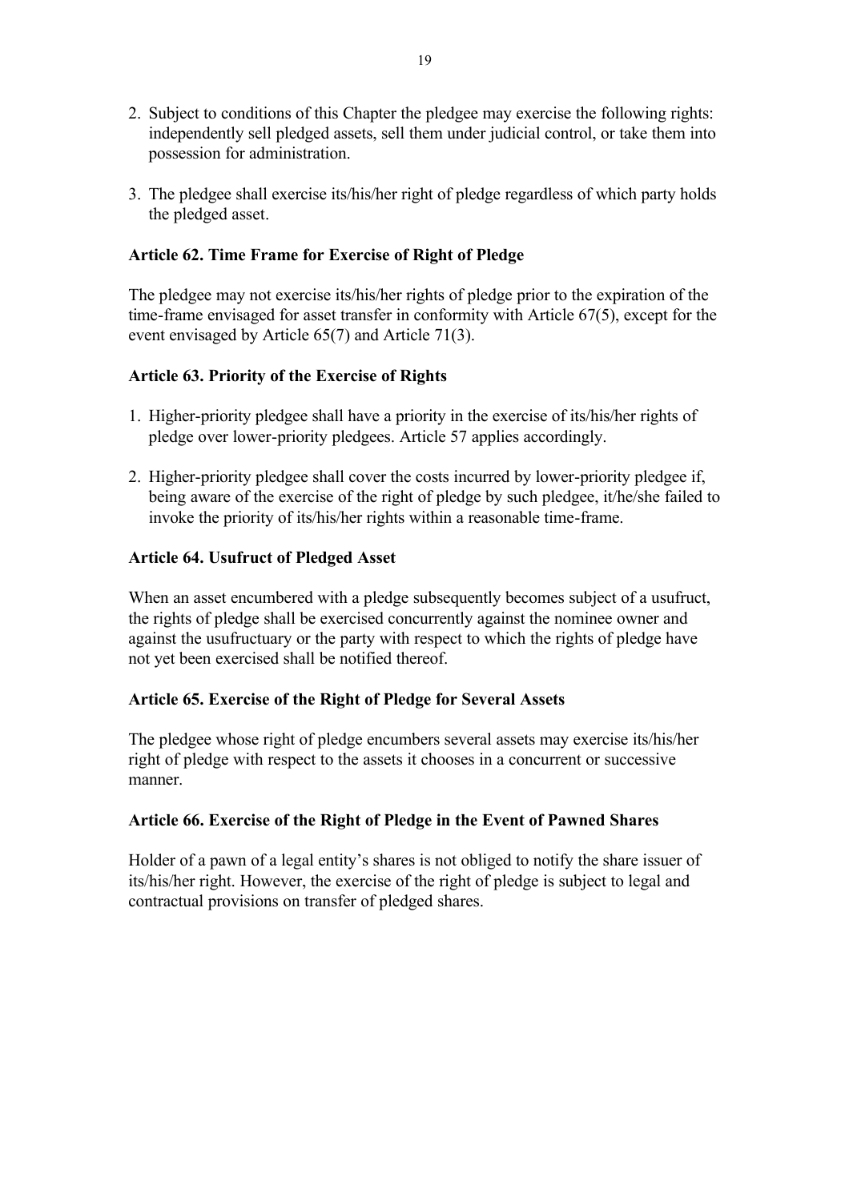2. Subject to conditions of this Chapter the pledgee may exercise the following rights: independently sell pledged assets, sell them under judicial control, or take them into possession for administration.

3. The pledgee shall exercise its/his/her right of pledge regardless of which party holds the pledged asset.

### Article 62. Time Frame for Exercise of Right of Pledge

The pledgee may not exercise its/his/her rights of pledge prior to the expiration of the time-frame envisaged for asset transfer in conformity with Article 67(5), except for the event envisaged by Article 65(7) and Article 71(3).

### Article 63. Priority of the Exercise of Rights

1. Higher-priority pledgee shall have a priority in the exercise of its/his/her rights of pledge over lower-priority pledgees. Article 57 applies accordingly.

2. Higher-priority pledgee shall cover the costs incurred by lower-priority pledgee if, being aware of the exercise of the right of pledge by such pledgee, it/he/she failed to invoke the priority of its/his/her rights within a reasonable time-frame.

### Article 64. Usufruct of Pledged Asset

When an asset encumbered with a pledge subsequently becomes subject of a usufruct, the rights of pledge shall be exercised concurrently against the nominee owner and against the usufructuary or the party with respect to which the rights of pledge have not yet been exercised shall be notified thereof.

### Article 65. Exercise of the Right of Pledge for Several Assets

The pledgee whose right of pledge encumbers several assets may exercise its/his/her right of pledge with respect to the assets it chooses in a concurrent or successive manner.

### Article 66. Exercise of the Right of Pledge in the Event of Pawned Shares

Holder of a pawn of a legal entity's shares is not obliged to notify the share issuer of its/his/her right. However, the exercise of the right of pledge is subject to legal and contractual provisions on transfer of pledged shares.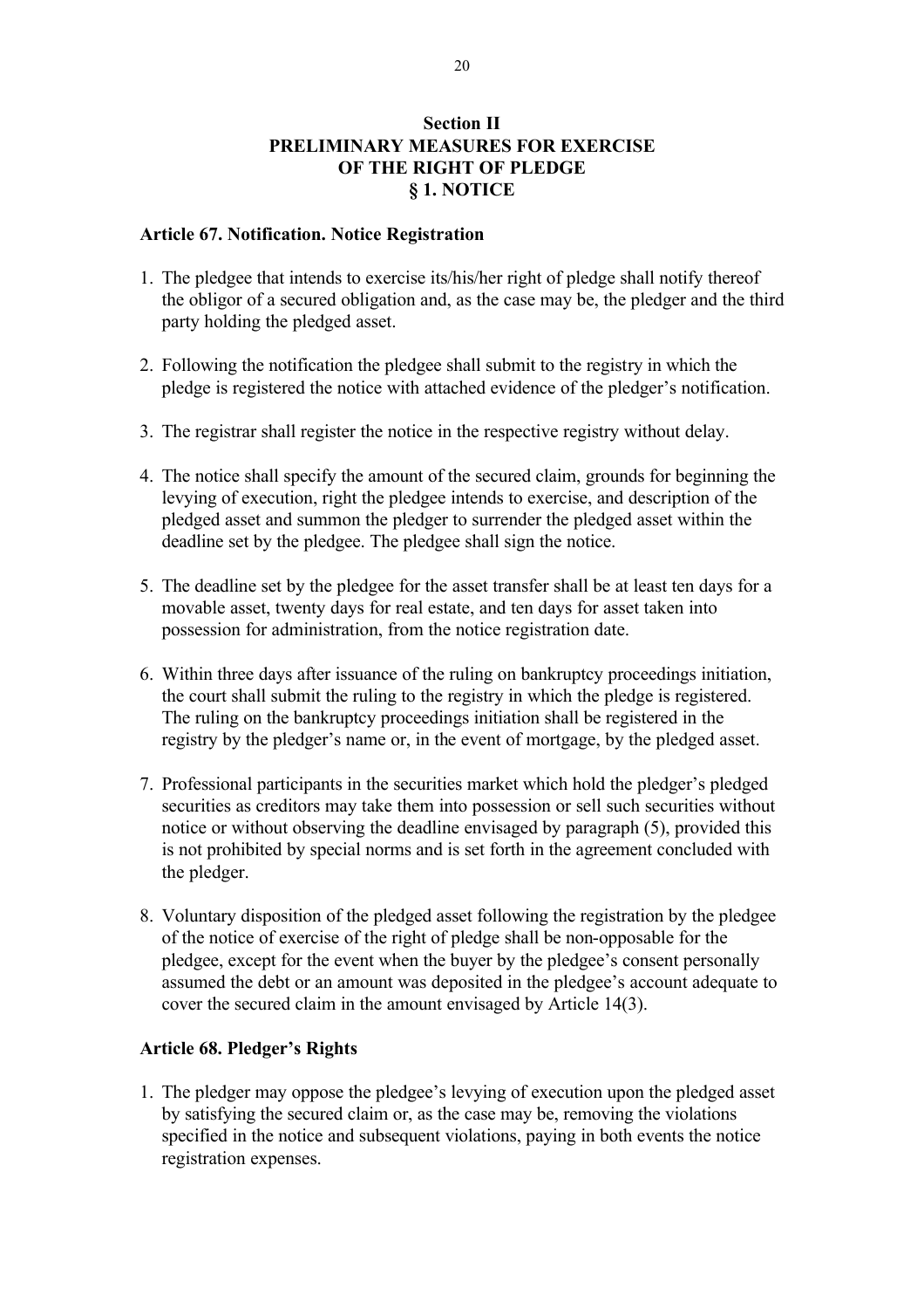## Section II
## PRELIMINARY MEASURES FOR EXERCISE OF THE RIGHT OF PLEDGE
## § 1. NOTICE

**Article 67. Notification. Notice Registration**

1. The pledgee that intends to exercise its/his/her right of pledge shall notify thereof the obligor of a secured obligation and, as the case may be, the pledger and the third party holding the pledged asset.

2. Following the notification the pledgee shall submit to the registry in which the pledge is registered the notice with attached evidence of the pledger's notification.

3. The registrar shall register the notice in the respective registry without delay.

4. The notice shall specify the amount of the secured claim, grounds for beginning the levying of execution, right the pledgee intends to exercise, and description of the pledged asset and summon the pledger to surrender the pledged asset within the deadline set by the pledgee. The pledgee shall sign the notice.

5. The deadline set by the pledgee for the asset transfer shall be at least ten days for a movable asset, twenty days for real estate, and ten days for asset taken into possession for administration, from the notice registration date.

6. Within three days after issuance of the ruling on bankruptcy proceedings initiation, the court shall submit the ruling to the registry in which the pledge is registered. The ruling on the bankruptcy proceedings initiation shall be registered in the registry by the pledger's name or, in the event of mortgage, by the pledged asset.

7. Professional participants in the securities market which hold the pledger's pledged securities as creditors may take them into possession or sell such securities without notice or without observing the deadline envisaged by paragraph (5), provided this is not prohibited by special norms and is set forth in the agreement concluded with the pledger.

8. Voluntary disposition of the pledged asset following the registration by the pledgee of the notice of exercise of the right of pledge shall be non-opposable for the pledgee, except for the event when the buyer by the pledgee's consent personally assumed the debt or an amount was deposited in the pledgee's account adequate to cover the secured claim in the amount envisaged by Article 14(3).

**Article 68. Pledger's Rights**

1. The pledger may oppose the pledgee's levying of execution upon the pledged asset by satisfying the secured claim or, as the case may be, removing the violations specified in the notice and subsequent violations, paying in both events the notice registration expenses.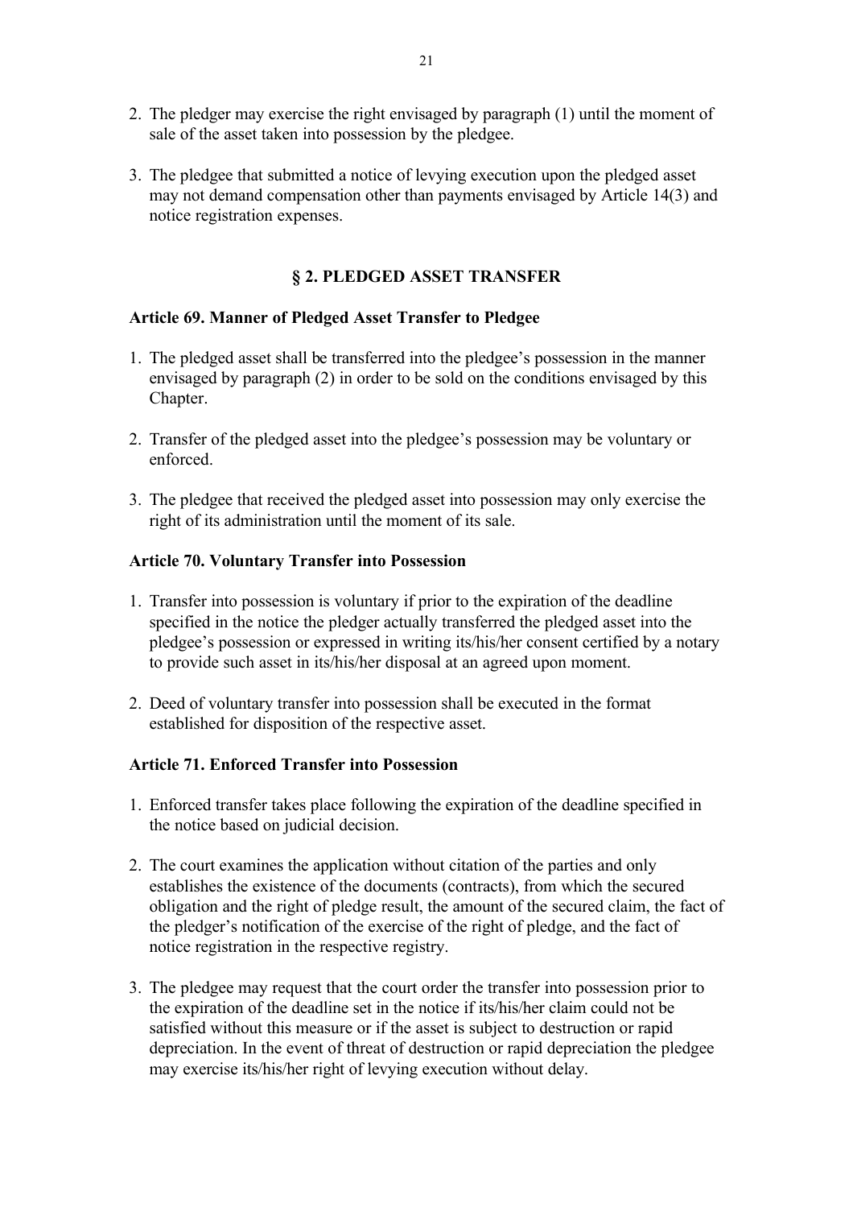2. The pledger may exercise the right envisaged by paragraph (1) until the moment of sale of the asset taken into possession by the pledgee.

3. The pledgee that submitted a notice of levying execution upon the pledged asset may not demand compensation other than payments envisaged by Article 14(3) and notice registration expenses.

## § 2. PLEDGED ASSET TRANSFER

### Article 69. Manner of Pledged Asset Transfer to Pledgee

1. The pledged asset shall be transferred into the pledgee's possession in the manner envisaged by paragraph (2) in order to be sold on the conditions envisaged by this Chapter.

2. Transfer of the pledged asset into the pledgee's possession may be voluntary or enforced.

3. The pledgee that received the pledged asset into possession may only exercise the right of its administration until the moment of its sale.

### Article 70. Voluntary Transfer into Possession

1. Transfer into possession is voluntary if prior to the expiration of the deadline specified in the notice the pledger actually transferred the pledged asset into the pledgee's possession or expressed in writing its/his/her consent certified by a notary to provide such asset in its/his/her disposal at an agreed upon moment.

2. Deed of voluntary transfer into possession shall be executed in the format established for disposition of the respective asset.

### Article 71. Enforced Transfer into Possession

1. Enforced transfer takes place following the expiration of the deadline specified in the notice based on judicial decision.

2. The court examines the application without citation of the parties and only establishes the existence of the documents (contracts), from which the secured obligation and the right of pledge result, the amount of the secured claim, the fact of the pledger's notification of the exercise of the right of pledge, and the fact of notice registration in the respective registry.

3. The pledgee may request that the court order the transfer into possession prior to the expiration of the deadline set in the notice if its/his/her claim could not be satisfied without this measure or if the asset is subject to destruction or rapid depreciation. In the event of threat of destruction or rapid depreciation the pledgee may exercise its/his/her right of levying execution without delay.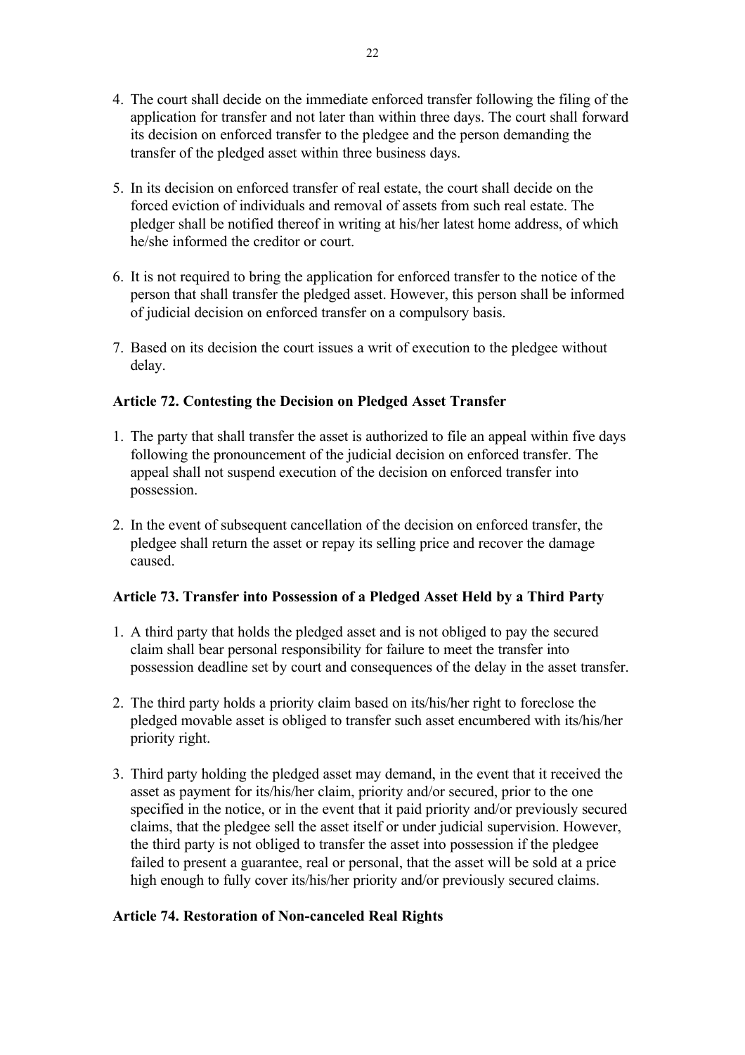4. The court shall decide on the immediate enforced transfer following the filing of the application for transfer and not later than within three days. The court shall forward its decision on enforced transfer to the pledgee and the person demanding the transfer of the pledged asset within three business days.

5. In its decision on enforced transfer of real estate, the court shall decide on the forced eviction of individuals and removal of assets from such real estate. The pledger shall be notified thereof in writing at his/her latest home address, of which he/she informed the creditor or court.

6. It is not required to bring the application for enforced transfer to the notice of the person that shall transfer the pledged asset. However, this person shall be informed of judicial decision on enforced transfer on a compulsory basis.

7. Based on its decision the court issues a writ of execution to the pledgee without delay.

**Article 72. Contesting the Decision on Pledged Asset Transfer**

1. The party that shall transfer the asset is authorized to file an appeal within five days following the pronouncement of the judicial decision on enforced transfer. The appeal shall not suspend execution of the decision on enforced transfer into possession.

2. In the event of subsequent cancellation of the decision on enforced transfer, the pledgee shall return the asset or repay its selling price and recover the damage caused.

**Article 73. Transfer into Possession of a Pledged Asset Held by a Third Party**

1. A third party that holds the pledged asset and is not obliged to pay the secured claim shall bear personal responsibility for failure to meet the transfer into possession deadline set by court and consequences of the delay in the asset transfer.

2. The third party holds a priority claim based on its/his/her right to foreclose the pledged movable asset is obliged to transfer such asset encumbered with its/his/her priority right.

3. Third party holding the pledged asset may demand, in the event that it received the asset as payment for its/his/her claim, priority and/or secured, prior to the one specified in the notice, or in the event that it paid priority and/or previously secured claims, that the pledgee sell the asset itself or under judicial supervision. However, the third party is not obliged to transfer the asset into possession if the pledgee failed to present a guarantee, real or personal, that the asset will be sold at a price high enough to fully cover its/his/her priority and/or previously secured claims.

**Article 74. Restoration of Non-canceled Real Rights**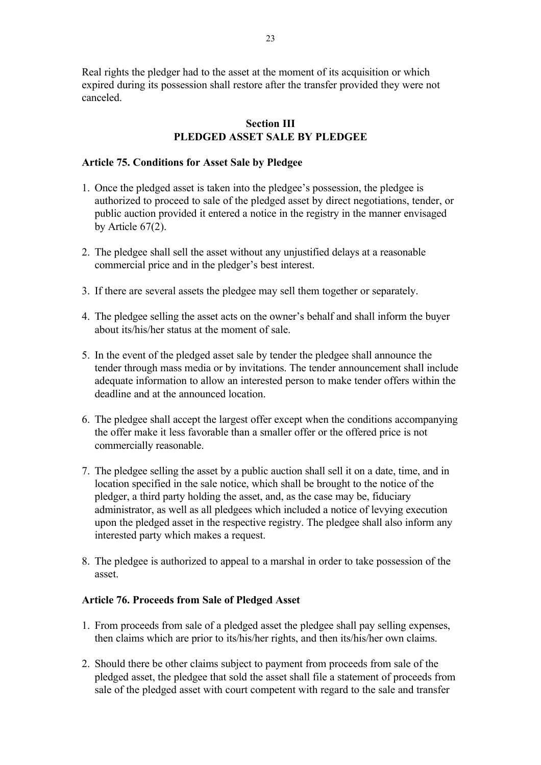Real rights the pledger had to the asset at the moment of its acquisition or which expired during its possession shall restore after the transfer provided they were not canceled.

## Section III
## PLEDGED ASSET SALE BY PLEDGEE

### Article 75. Conditions for Asset Sale by Pledgee

1. Once the pledged asset is taken into the pledgee's possession, the pledgee is authorized to proceed to sale of the pledged asset by direct negotiations, tender, or public auction provided it entered a notice in the registry in the manner envisaged by Article 67(2).

2. The pledgee shall sell the asset without any unjustified delays at a reasonable commercial price and in the pledger's best interest.

3. If there are several assets the pledgee may sell them together or separately.

4. The pledgee selling the asset acts on the owner's behalf and shall inform the buyer about its/his/her status at the moment of sale.

5. In the event of the pledged asset sale by tender the pledgee shall announce the tender through mass media or by invitations. The tender announcement shall include adequate information to allow an interested person to make tender offers within the deadline and at the announced location.

6. The pledgee shall accept the largest offer except when the conditions accompanying the offer make it less favorable than a smaller offer or the offered price is not commercially reasonable.

7. The pledgee selling the asset by a public auction shall sell it on a date, time, and in location specified in the sale notice, which shall be brought to the notice of the pledger, a third party holding the asset, and, as the case may be, fiduciary administrator, as well as all pledgees which included a notice of levying execution upon the pledged asset in the respective registry. The pledgee shall also inform any interested party which makes a request.

8. The pledgee is authorized to appeal to a marshal in order to take possession of the asset.

### Article 76. Proceeds from Sale of Pledged Asset

1. From proceeds from sale of a pledged asset the pledgee shall pay selling expenses, then claims which are prior to its/his/her rights, and then its/his/her own claims.

2. Should there be other claims subject to payment from proceeds from sale of the pledged asset, the pledgee that sold the asset shall file a statement of proceeds from sale of the pledged asset with court competent with regard to the sale and transfer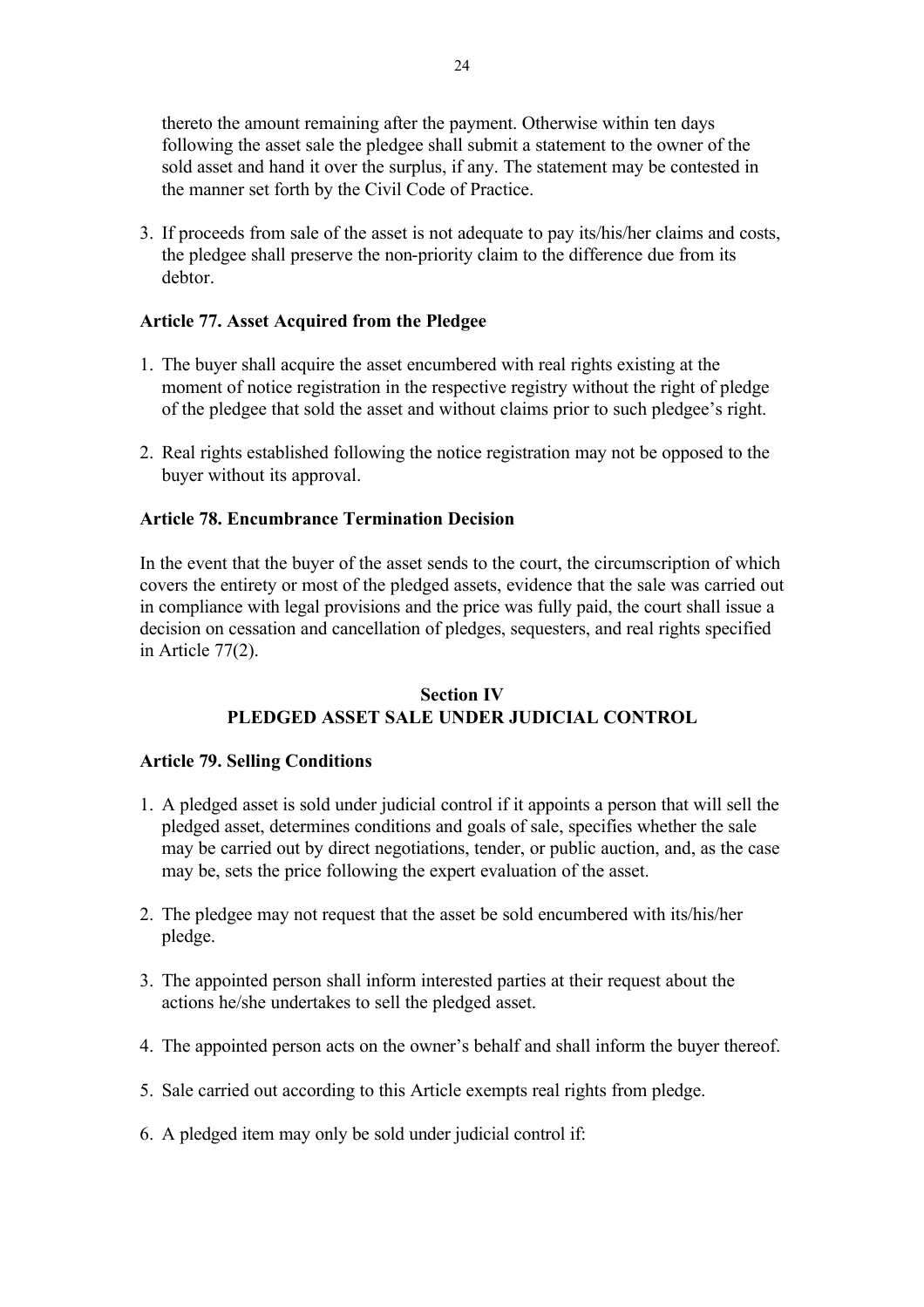thereto the amount remaining after the payment. Otherwise within ten days following the asset sale the pledgee shall submit a statement to the owner of the sold asset and hand it over the surplus, if any. The statement may be contested in the manner set forth by the Civil Code of Practice.

3. If proceeds from sale of the asset is not adequate to pay its/his/her claims and costs, the pledgee shall preserve the non-priority claim to the difference due from its debtor.

**Article 77. Asset Acquired from the Pledgee**

1. The buyer shall acquire the asset encumbered with real rights existing at the moment of notice registration in the respective registry without the right of pledge of the pledgee that sold the asset and without claims prior to such pledgee's right.

2. Real rights established following the notice registration may not be opposed to the buyer without its approval.

**Article 78. Encumbrance Termination Decision**

In the event that the buyer of the asset sends to the court, the circumscription of which covers the entirety or most of the pledged assets, evidence that the sale was carried out in compliance with legal provisions and the price was fully paid, the court shall issue a decision on cessation and cancellation of pledges, sequesters, and real rights specified in Article 77(2).

## Section IV
## PLEDGED ASSET SALE UNDER JUDICIAL CONTROL

**Article 79. Selling Conditions**

1. A pledged asset is sold under judicial control if it appoints a person that will sell the pledged asset, determines conditions and goals of sale, specifies whether the sale may be carried out by direct negotiations, tender, or public auction, and, as the case may be, sets the price following the expert evaluation of the asset.

2. The pledgee may not request that the asset be sold encumbered with its/his/her pledge.

3. The appointed person shall inform interested parties at their request about the actions he/she undertakes to sell the pledged asset.

4. The appointed person acts on the owner's behalf and shall inform the buyer thereof.

5. Sale carried out according to this Article exempts real rights from pledge.

6. A pledged item may only be sold under judicial control if: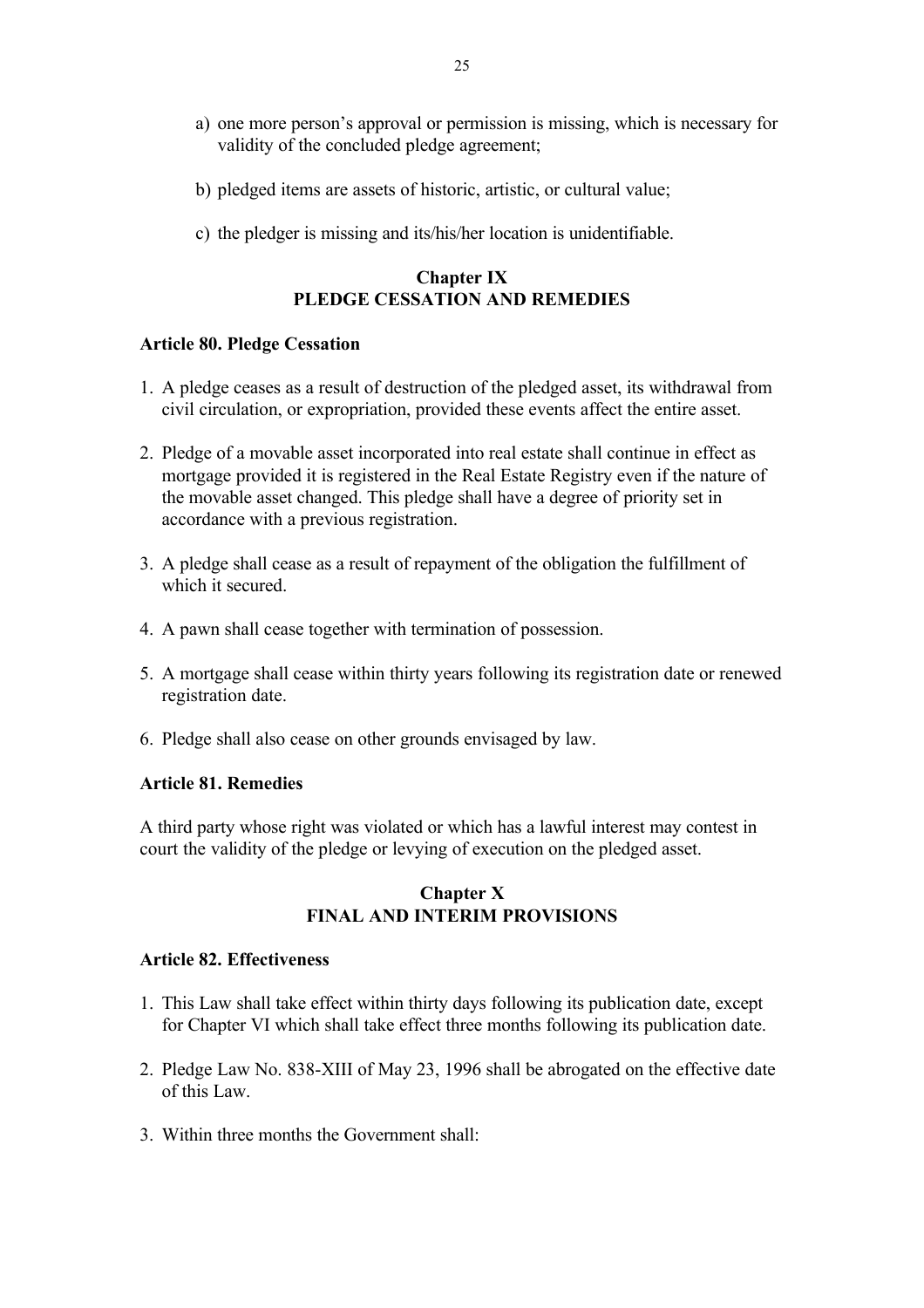a) one more person's approval or permission is missing, which is necessary for validity of the concluded pledge agreement;

b) pledged items are assets of historic, artistic, or cultural value;

c) the pledger is missing and its/his/her location is unidentifiable.

## Chapter IX
## PLEDGE CESSATION AND REMEDIES

**Article 80. Pledge Cessation**

1. A pledge ceases as a result of destruction of the pledged asset, its withdrawal from civil circulation, or expropriation, provided these events affect the entire asset.

2. Pledge of a movable asset incorporated into real estate shall continue in effect as mortgage provided it is registered in the Real Estate Registry even if the nature of the movable asset changed. This pledge shall have a degree of priority set in accordance with a previous registration.

3. A pledge shall cease as a result of repayment of the obligation the fulfillment of which it secured.

4. A pawn shall cease together with termination of possession.

5. A mortgage shall cease within thirty years following its registration date or renewed registration date.

6. Pledge shall also cease on other grounds envisaged by law.

**Article 81. Remedies**

A third party whose right was violated or which has a lawful interest may contest in court the validity of the pledge or levying of execution on the pledged asset.

## Chapter X
## FINAL AND INTERIM PROVISIONS

**Article 82. Effectiveness**

1. This Law shall take effect within thirty days following its publication date, except for Chapter VI which shall take effect three months following its publication date.

2. Pledge Law No. 838-XIII of May 23, 1996 shall be abrogated on the effective date of this Law.

3. Within three months the Government shall: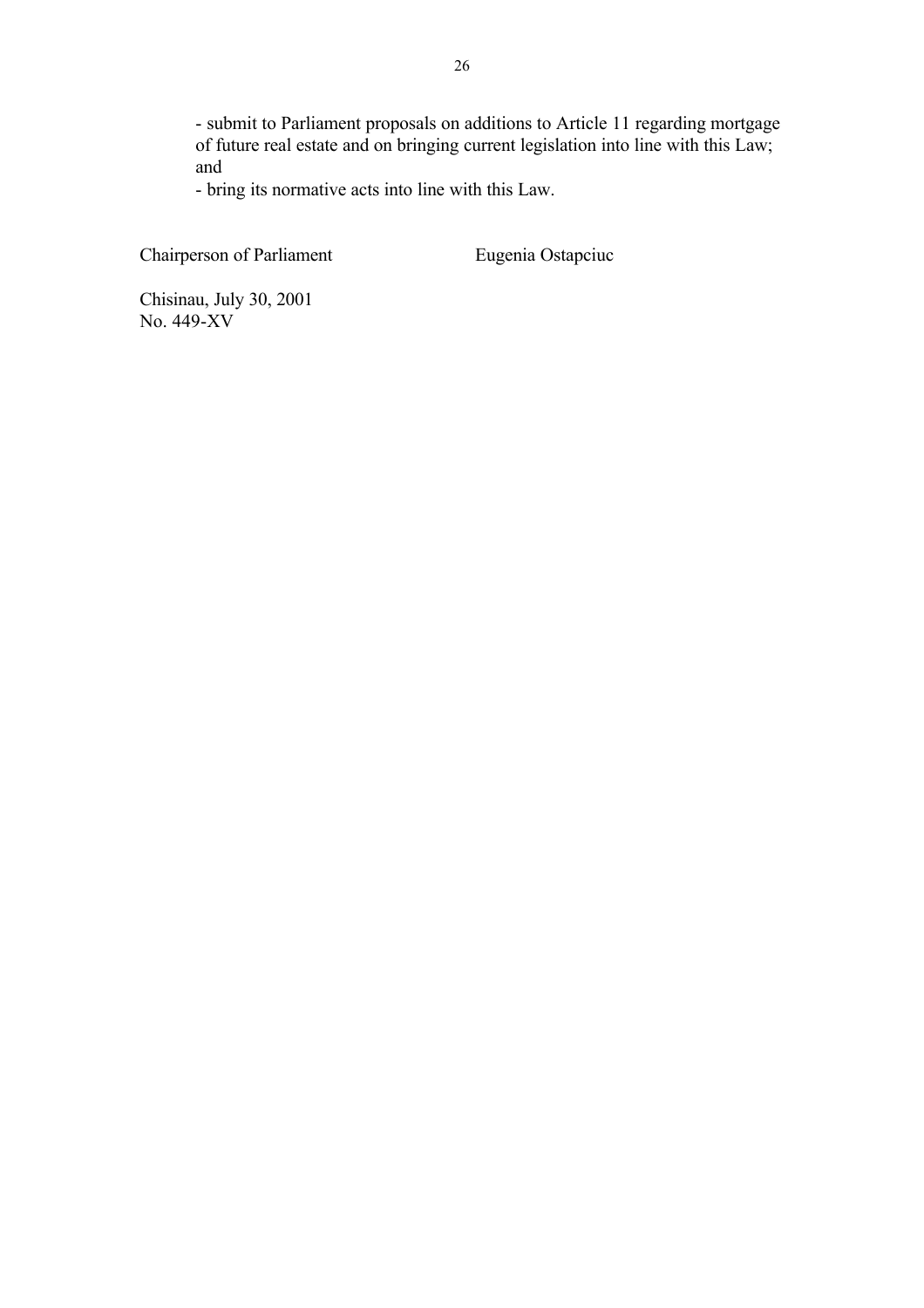- submit to Parliament proposals on additions to Article 11 regarding mortgage of future real estate and on bringing current legislation into line with this Law; and
- bring its normative acts into line with this Law.

Chairperson of Parliament Eugenia Ostapciuc

Chisinau, July 30, 2001
No. 449-XV